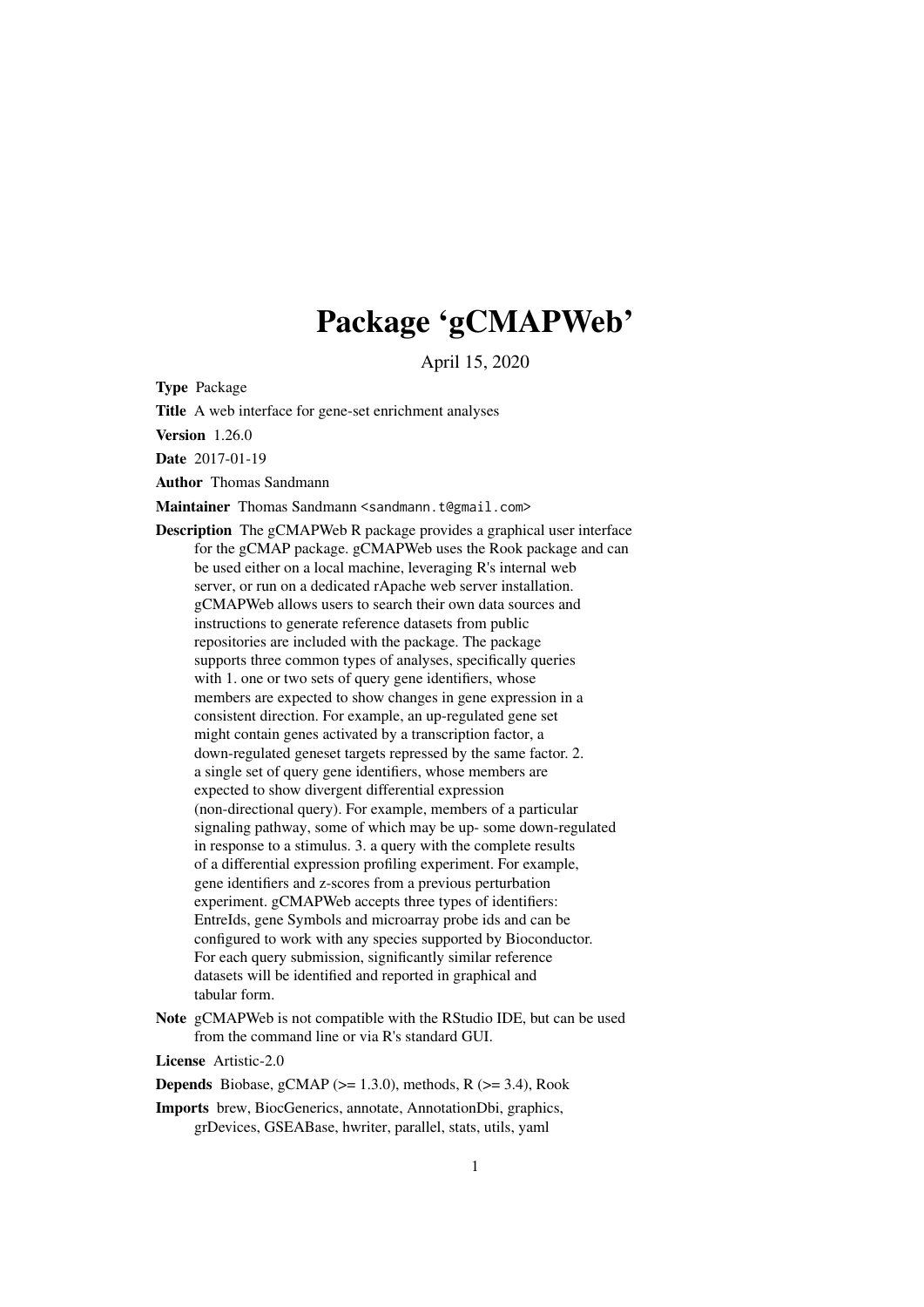# Package 'gCMAPWeb'

April 15, 2020

**Type** Package

**Title** A web interface for gene-set enrichment analyses

**Version** 1.26.0

**Date** 2017-01-19

**Author** Thomas Sandmann

**Maintainer** Thomas Sandmann <sandmann.t@gmail.com>

**Description** The gCMAPWeb R package provides a graphical user interface for the gCMAP package. gCMAPWeb uses the Rook package and can be used either on a local machine, leveraging R's internal web server, or run on a dedicated rApache web server installation. gCMAPWeb allows users to search their own data sources and instructions to generate reference datasets from public repositories are included with the package. The package supports three common types of analyses, specifically queries with 1. one or two sets of query gene identifiers, whose members are expected to show changes in gene expression in a consistent direction. For example, an up-regulated gene set might contain genes activated by a transcription factor, a down-regulated geneset targets repressed by the same factor. 2. a single set of query gene identifiers, whose members are expected to show divergent differential expression (non-directional query). For example, members of a particular signaling pathway, some of which may be up- some down-regulated in response to a stimulus. 3. a query with the complete results of a differential expression profiling experiment. For example, gene identifiers and z-scores from a previous perturbation experiment. gCMAPWeb accepts three types of identifiers: EntreIds, gene Symbols and microarray probe ids and can be configured to work with any species supported by Bioconductor. For each query submission, significantly similar reference datasets will be identified and reported in graphical and tabular form.

**Note** gCMAPWeb is not compatible with the RStudio IDE, but can be used from the command line or via R's standard GUI.

**License** Artistic-2.0

**Depends** Biobase, gCMAP (>= 1.3.0), methods, R (>= 3.4), Rook

**Imports** brew, BiocGenerics, annotate, AnnotationDbi, graphics, grDevices, GSEABase, hwriter, parallel, stats, utils, yaml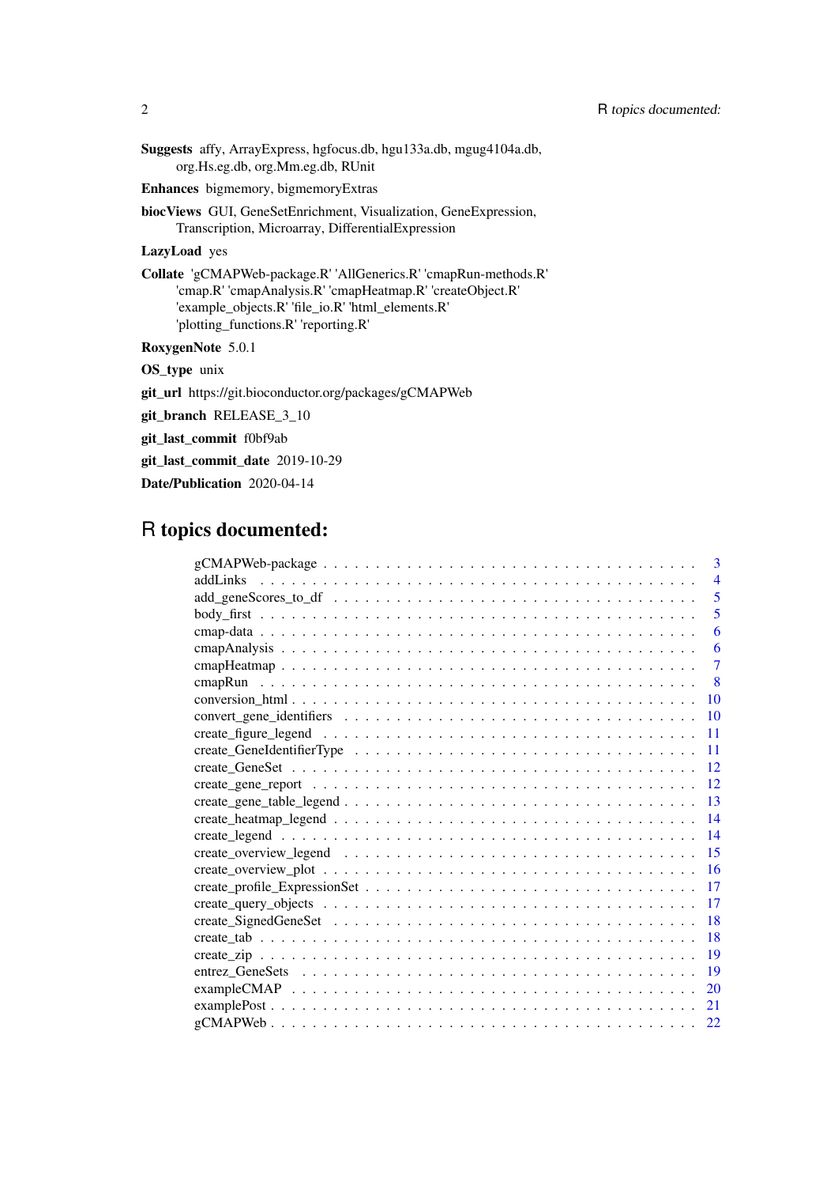**Suggests** affy, ArrayExpress, hgfocus.db, hgu133a.db, mgug4104a.db, org.Hs.eg.db, org.Mm.eg.db, RUnit

**Enhances** bigmemory, bigmemoryExtras

**biocViews** GUI, GeneSetEnrichment, Visualization, GeneExpression, Transcription, Microarray, DifferentialExpression

**LazyLoad** yes

**Collate** 'gCMAPWeb-package.R' 'AllGenerics.R' 'cmapRun-methods.R' 'cmap.R' 'cmapAnalysis.R' 'cmapHeatmap.R' 'createObject.R' 'example_objects.R' 'file_io.R' 'html_elements.R' 'plotting_functions.R' 'reporting.R'

**RoxygenNote** 5.0.1

**OS_type** unix

**git_url** https://git.bioconductor.org/packages/gCMAPWeb

**git_branch** RELEASE_3_10

**git_last_commit** f0bf9ab

**git_last_commit_date** 2019-10-29

**Date/Publication** 2020-04-14

# R topics documented:

| | |
|---|---|
| gCMAPWeb-package | 3 |
| addLinks | 4 |
| add_geneScores_to_df | 5 |
| body_first | 5 |
| cmap-data | 6 |
| cmapAnalysis | 6 |
| cmapHeatmap | 7 |
| cmapRun | 8 |
| conversion_html | 10 |
| convert_gene_identifiers | 10 |
| create_figure_legend | 11 |
| create_GeneIdentifierType | 11 |
| create_GeneSet | 12 |
| create_gene_report | 12 |
| create_gene_table_legend | 13 |
| create_heatmap_legend | 14 |
| create_legend | 14 |
| create_overview_legend | 15 |
| create_overview_plot | 16 |
| create_profile_ExpressionSet | 17 |
| create_query_objects | 17 |
| create_SignedGeneSet | 18 |
| create_tab | 18 |
| create_zip | 19 |
| entrez_GeneSets | 19 |
| exampleCMAP | 20 |
| examplePost | 21 |
| gCMAPWeb | 22 |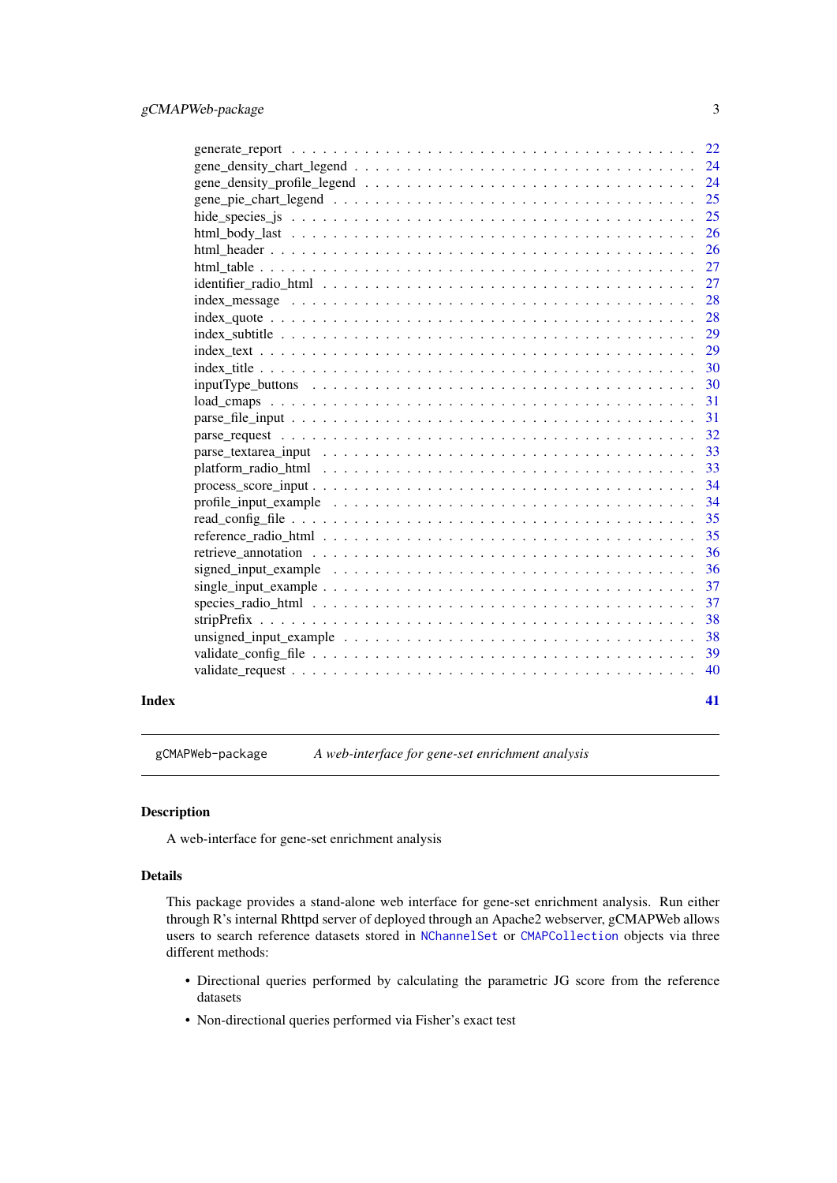generate_report . . . . . . . . . . . . . . . . . . . . . . . . . . . . . . . . . . . . 22
gene_density_chart_legend . . . . . . . . . . . . . . . . . . . . . . . . . . . . . . . 24
gene_density_profile_legend . . . . . . . . . . . . . . . . . . . . . . . . . . . . . . 24
gene_pie_chart_legend . . . . . . . . . . . . . . . . . . . . . . . . . . . . . . . . . 25
hide_species_js . . . . . . . . . . . . . . . . . . . . . . . . . . . . . . . . . . . . . 25
html_body_last . . . . . . . . . . . . . . . . . . . . . . . . . . . . . . . . . . . . . 26
html_header . . . . . . . . . . . . . . . . . . . . . . . . . . . . . . . . . . . . . . . 26
html_table . . . . . . . . . . . . . . . . . . . . . . . . . . . . . . . . . . . . . . . 27
identifier_radio_html . . . . . . . . . . . . . . . . . . . . . . . . . . . . . . . . . 27
index_message . . . . . . . . . . . . . . . . . . . . . . . . . . . . . . . . . . . . . 28
index_quote . . . . . . . . . . . . . . . . . . . . . . . . . . . . . . . . . . . . . . . 28
index_subtitle . . . . . . . . . . . . . . . . . . . . . . . . . . . . . . . . . . . . . 29
index_text . . . . . . . . . . . . . . . . . . . . . . . . . . . . . . . . . . . . . . . 29
index_title . . . . . . . . . . . . . . . . . . . . . . . . . . . . . . . . . . . . . . . 30
inputType_buttons . . . . . . . . . . . . . . . . . . . . . . . . . . . . . . . . . . . 30
load_cmaps . . . . . . . . . . . . . . . . . . . . . . . . . . . . . . . . . . . . . . . 31
parse_file_input . . . . . . . . . . . . . . . . . . . . . . . . . . . . . . . . . . . . 31
parse_request . . . . . . . . . . . . . . . . . . . . . . . . . . . . . . . . . . . . . . 32
parse_textarea_input . . . . . . . . . . . . . . . . . . . . . . . . . . . . . . . . . . 33
platform_radio_html . . . . . . . . . . . . . . . . . . . . . . . . . . . . . . . . . . 33
process_score_input . . . . . . . . . . . . . . . . . . . . . . . . . . . . . . . . . . 34
profile_input_example . . . . . . . . . . . . . . . . . . . . . . . . . . . . . . . . . 34
read_config_file . . . . . . . . . . . . . . . . . . . . . . . . . . . . . . . . . . . . 35
reference_radio_html . . . . . . . . . . . . . . . . . . . . . . . . . . . . . . . . . . 35
retrieve_annotation . . . . . . . . . . . . . . . . . . . . . . . . . . . . . . . . . . 36
signed_input_example . . . . . . . . . . . . . . . . . . . . . . . . . . . . . . . . . 36
single_input_example . . . . . . . . . . . . . . . . . . . . . . . . . . . . . . . . . 37
species_radio_html . . . . . . . . . . . . . . . . . . . . . . . . . . . . . . . . . . . 37
stripPrefix . . . . . . . . . . . . . . . . . . . . . . . . . . . . . . . . . . . . . . . 38
unsigned_input_example . . . . . . . . . . . . . . . . . . . . . . . . . . . . . . . . 38
validate_config_file . . . . . . . . . . . . . . . . . . . . . . . . . . . . . . . . . . 39
validate_request . . . . . . . . . . . . . . . . . . . . . . . . . . . . . . . . . . . . 40

**Index** **41**

---

`gCMAPWeb-package` *A web-interface for gene-set enrichment analysis*

---

### Description

A web-interface for gene-set enrichment analysis

### Details

This package provides a stand-alone web interface for gene-set enrichment analysis. Run either through R's internal Rhttpd server of deployed through an Apache2 webserver, gCMAPWeb allows users to search reference datasets stored in `NChannelSet` or `CMAPCollection` objects via three different methods:

- Directional queries performed by calculating the parametric JG score from the reference datasets
- Non-directional queries performed via Fisher's exact test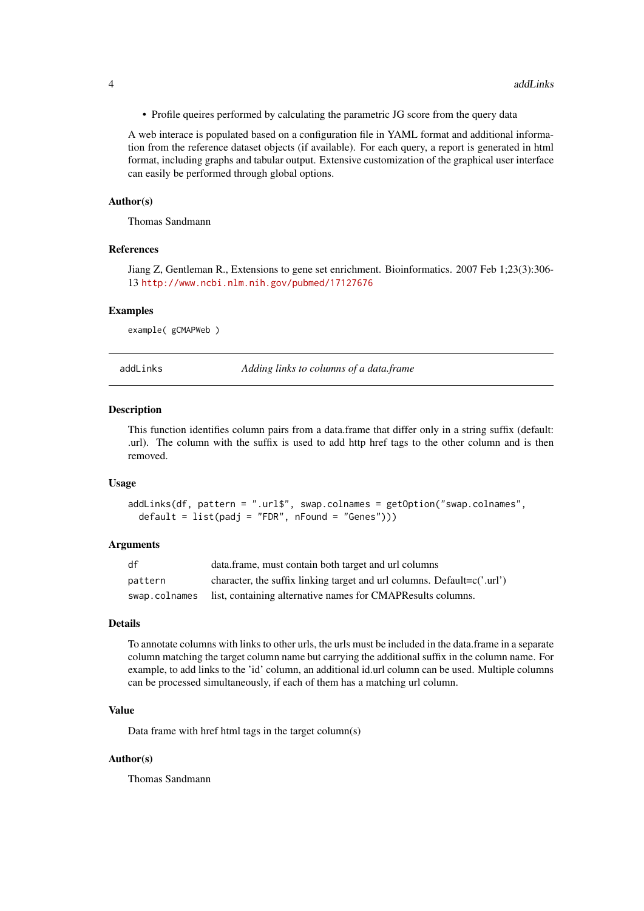- Profile queires performed by calculating the parametric JG score from the query data

A web interace is populated based on a configuration file in YAML format and additional information from the reference dataset objects (if available). For each query, a report is generated in html format, including graphs and tabular output. Extensive customization of the graphical user interface can easily be performed through global options.

### Author(s)

Thomas Sandmann

### References

Jiang Z, Gentleman R., Extensions to gene set enrichment. Bioinformatics. 2007 Feb 1;23(3):306-13 http://www.ncbi.nlm.nih.gov/pubmed/17127676

### Examples

```
example( gCMAPWeb )
```

---

## addLinks — *Adding links to columns of a data.frame*

---

### Description

This function identifies column pairs from a data.frame that differ only in a string suffix (default: .url). The column with the suffix is used to add http href tags to the other column and is then removed.

### Usage

```
addLinks(df, pattern = ".url$", swap.colnames = getOption("swap.colnames",
  default = list(padj = "FDR", nFound = "Genes")))
```

### Arguments

| | |
|---|---|
| `df` | data.frame, must contain both target and url columns |
| `pattern` | character, the suffix linking target and url columns. Default=c('.url') |
| `swap.colnames` | list, containing alternative names for CMAPResults columns. |

### Details

To annotate columns with links to other urls, the urls must be included in the data.frame in a separate column matching the target column name but carrying the additional suffix in the column name. For example, to add links to the 'id' column, an additional id.url column can be used. Multiple columns can be processed simultaneously, if each of them has a matching url column.

### Value

Data frame with href html tags in the target column(s)

### Author(s)

Thomas Sandmann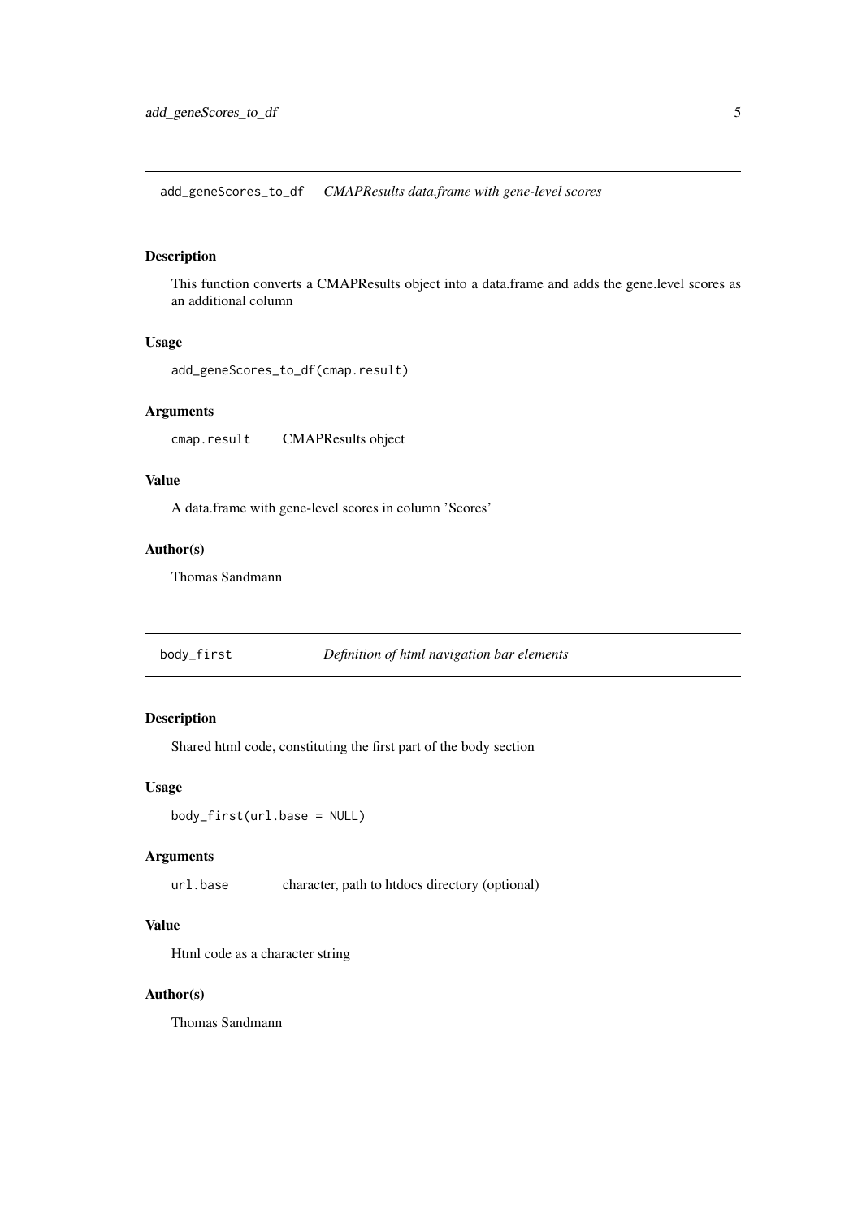## `add_geneScores_to_df` *CMAPResults data.frame with gene-level scores*

### Description

This function converts a CMAPResults object into a data.frame and adds the gene.level scores as an additional column

### Usage

```
add_geneScores_to_df(cmap.result)
```

### Arguments

`cmap.result` CMAPResults object

### Value

A data.frame with gene-level scores in column 'Scores'

### Author(s)

Thomas Sandmann

## `body_first` *Definition of html navigation bar elements*

### Description

Shared html code, constituting the first part of the body section

### Usage

```
body_first(url.base = NULL)
```

### Arguments

`url.base` character, path to htdocs directory (optional)

### Value

Html code as a character string

### Author(s)

Thomas Sandmann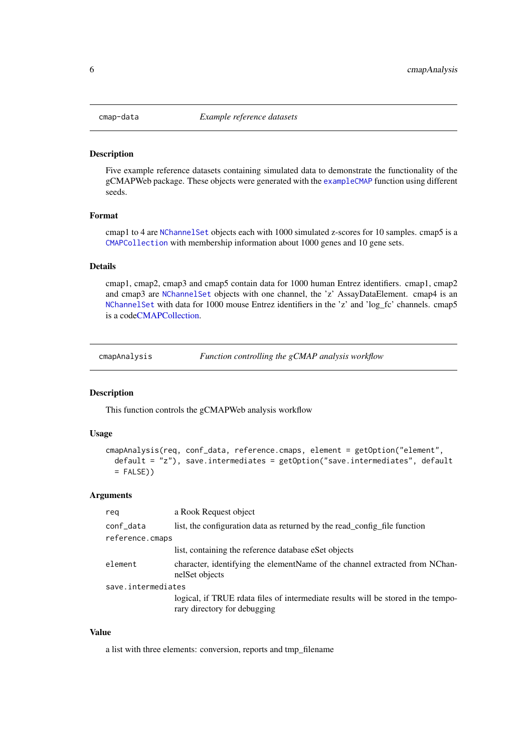## cmap-data *Example reference datasets*

### Description

Five example reference datasets containing simulated data to demonstrate the functionality of the gCMAPWeb package. These objects were generated with the `exampleCMAP` function using different seeds.

### Format

cmap1 to 4 are `NChannelSet` objects each with 1000 simulated z-scores for 10 samples. cmap5 is a `CMAPCollection` with membership information about 1000 genes and 10 gene sets.

### Details

cmap1, cmap2, cmap3 and cmap5 contain data for 1000 human Entrez identifiers. cmap1, cmap2 and cmap3 are `NChannelSet` objects with one channel, the 'z' AssayDataElement. cmap4 is an `NChannelSet` with data for 1000 mouse Entrez identifiers in the 'z' and 'log_fc' channels. cmap5 is a codeCMAPCollection.

## cmapAnalysis *Function controlling the gCMAP analysis workflow*

### Description

This function controls the gCMAPWeb analysis workflow

### Usage

```
cmapAnalysis(req, conf_data, reference.cmaps, element = getOption("element",
  default = "z"), save.intermediates = getOption("save.intermediates", default
  = FALSE))
```

### Arguments

| | |
|---|---|
| `req` | a Rook Request object |
| `conf_data` | list, the configuration data as returned by the read_config_file function |
| `reference.cmaps` | list, containing the reference database eSet objects |
| `element` | character, identifying the elementName of the channel extracted from NChannelSet objects |
| `save.intermediates` | logical, if TRUE rdata files of intermediate results will be stored in the temporary directory for debugging |

### Value

a list with three elements: conversion, reports and tmp_filename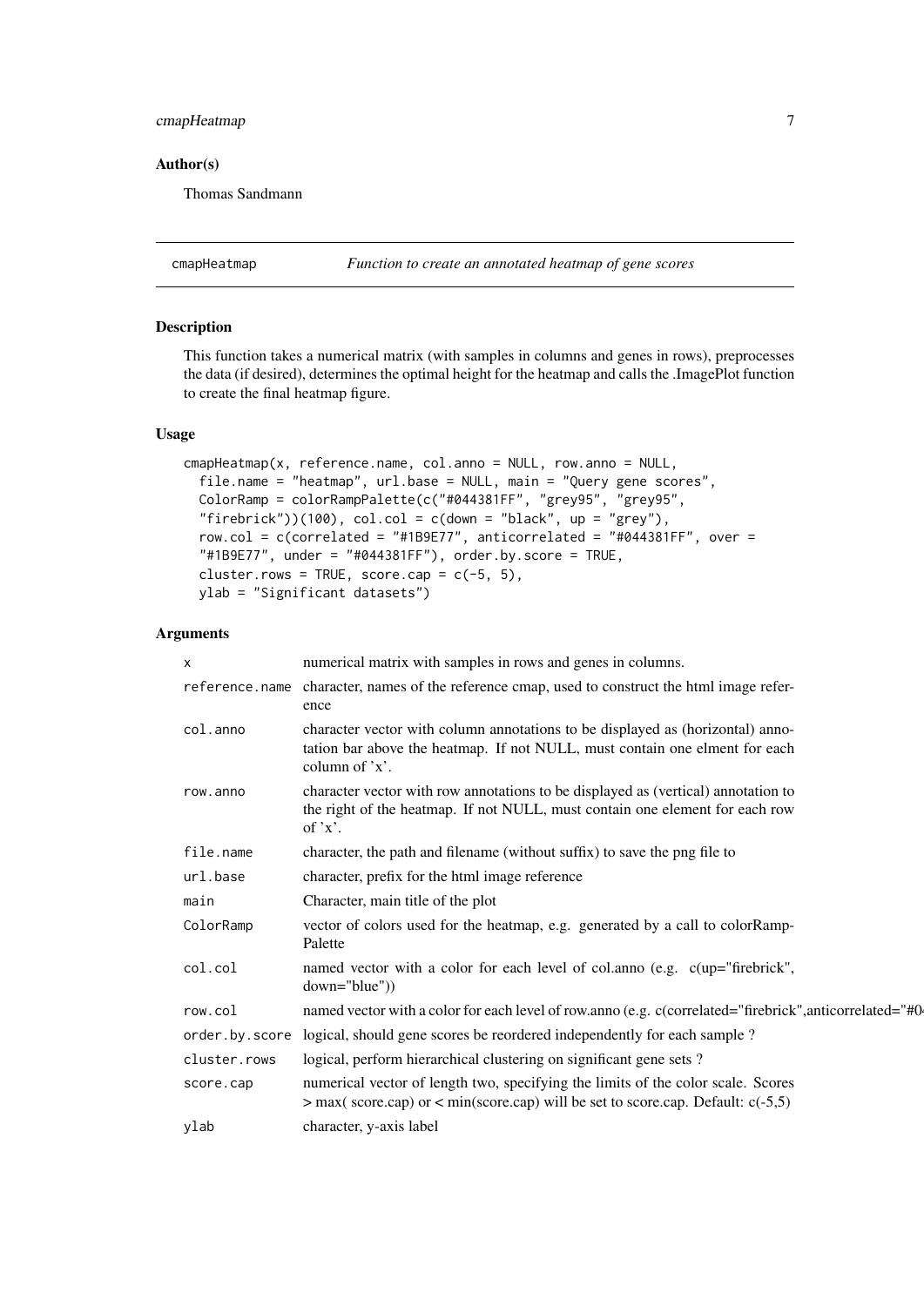## Author(s)

Thomas Sandmann

---

# cmapHeatmap — *Function to create an annotated heatmap of gene scores*

---

## Description

This function takes a numerical matrix (with samples in columns and genes in rows), preprocesses the data (if desired), determines the optimal height for the heatmap and calls the .ImagePlot function to create the final heatmap figure.

## Usage

```
cmapHeatmap(x, reference.name, col.anno = NULL, row.anno = NULL,
  file.name = "heatmap", url.base = NULL, main = "Query gene scores",
  ColorRamp = colorRampPalette(c("#044381FF", "grey95", "grey95",
  "firebrick"))(100), col.col = c(down = "black", up = "grey"),
  row.col = c(correlated = "#1B9E77", anticorrelated = "#044381FF", over =
  "#1B9E77", under = "#044381FF"), order.by.score = TRUE,
  cluster.rows = TRUE, score.cap = c(-5, 5),
  ylab = "Significant datasets")
```

## Arguments

| | |
|---|---|
| `x` | numerical matrix with samples in rows and genes in columns. |
| `reference.name` | character, names of the reference cmap, used to construct the html image reference |
| `col.anno` | character vector with column annotations to be displayed as (horizontal) annotation bar above the heatmap. If not NULL, must contain one elment for each column of 'x'. |
| `row.anno` | character vector with row annotations to be displayed as (vertical) annotation to the right of the heatmap. If not NULL, must contain one element for each row of 'x'. |
| `file.name` | character, the path and filename (without suffix) to save the png file to |
| `url.base` | character, prefix for the html image reference |
| `main` | Character, main title of the plot |
| `ColorRamp` | vector of colors used for the heatmap, e.g. generated by a call to colorRampPalette |
| `col.col` | named vector with a color for each level of col.anno (e.g. c(up="firebrick", down="blue")) |
| `row.col` | named vector with a color for each level of row.anno (e.g. c(correlated="firebrick",anticorrelated="#0 |
| `order.by.score` | logical, should gene scores be reordered independently for each sample ? |
| `cluster.rows` | logical, perform hierarchical clustering on significant gene sets ? |
| `score.cap` | numerical vector of length two, specifying the limits of the color scale. Scores > max( score.cap) or < min(score.cap) will be set to score.cap. Default: c(-5,5) |
| `ylab` | character, y-axis label |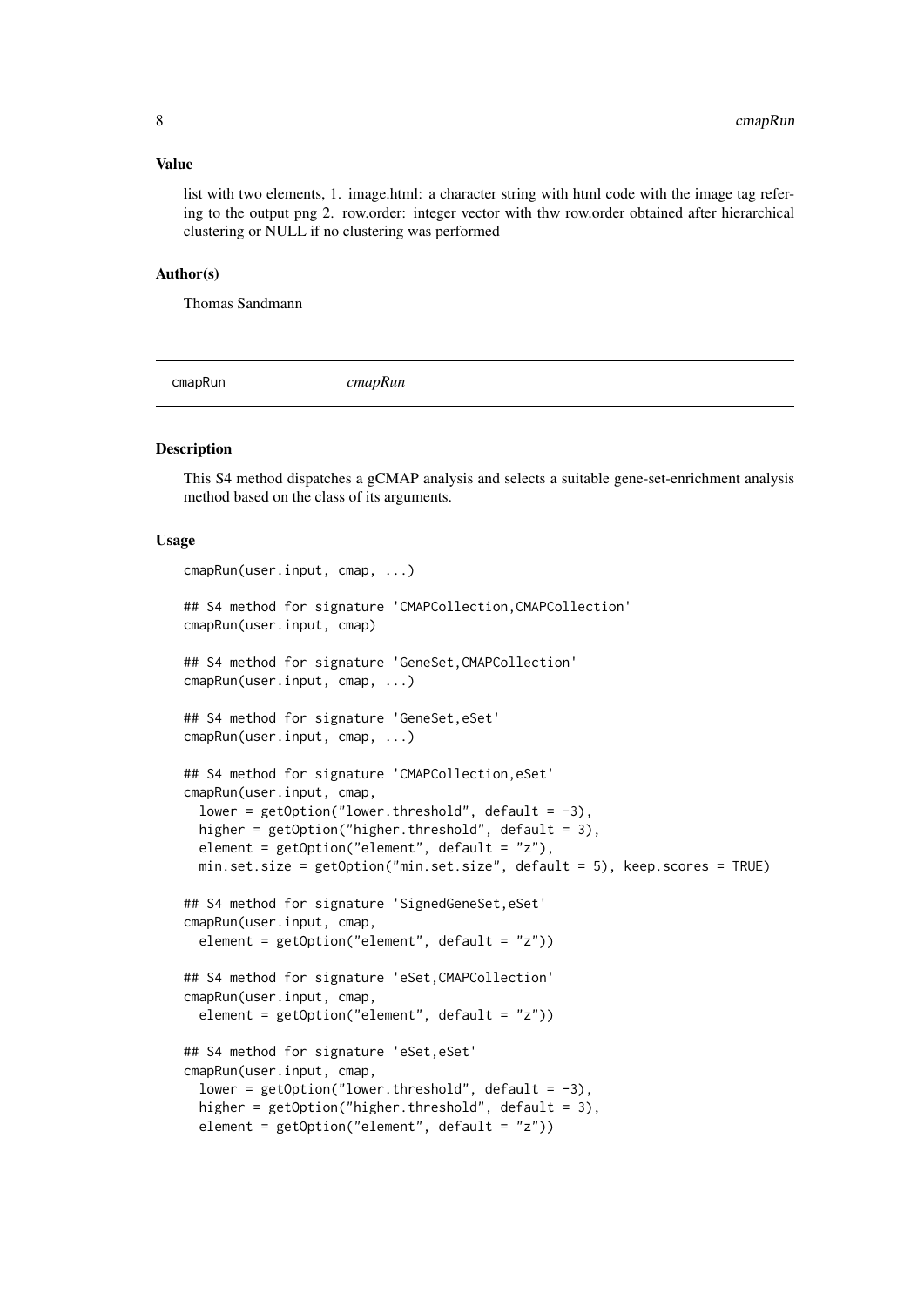### Value

list with two elements, 1. image.html: a character string with html code with the image tag refering to the output png 2. row.order: integer vector with thw row.order obtained after hierarchical clustering or NULL if no clustering was performed

### Author(s)

Thomas Sandmann

---

## cmapRun *cmapRun*

---

### Description

This S4 method dispatches a gCMAP analysis and selects a suitable gene-set-enrichment analysis method based on the class of its arguments.

### Usage

```
cmapRun(user.input, cmap, ...)

## S4 method for signature 'CMAPCollection,CMAPCollection'
cmapRun(user.input, cmap)

## S4 method for signature 'GeneSet,CMAPCollection'
cmapRun(user.input, cmap, ...)

## S4 method for signature 'GeneSet,eSet'
cmapRun(user.input, cmap, ...)

## S4 method for signature 'CMAPCollection,eSet'
cmapRun(user.input, cmap,
  lower = getOption("lower.threshold", default = -3),
  higher = getOption("higher.threshold", default = 3),
  element = getOption("element", default = "z"),
  min.set.size = getOption("min.set.size", default = 5), keep.scores = TRUE)

## S4 method for signature 'SignedGeneSet,eSet'
cmapRun(user.input, cmap,
  element = getOption("element", default = "z"))

## S4 method for signature 'eSet,CMAPCollection'
cmapRun(user.input, cmap,
  element = getOption("element", default = "z"))

## S4 method for signature 'eSet,eSet'
cmapRun(user.input, cmap,
  lower = getOption("lower.threshold", default = -3),
  higher = getOption("higher.threshold", default = 3),
  element = getOption("element", default = "z"))
```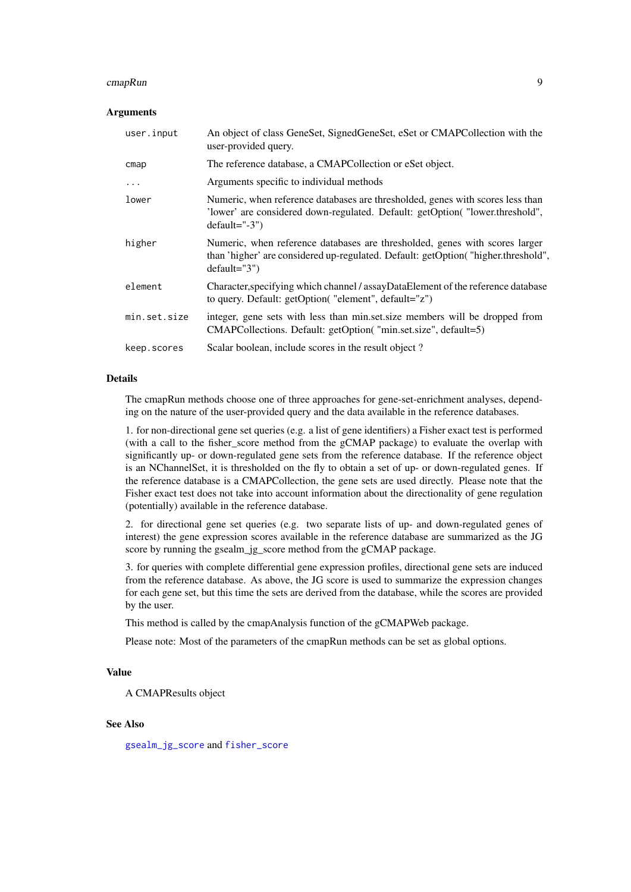### Arguments

| | |
|---|---|
| `user.input` | An object of class GeneSet, SignedGeneSet, eSet or CMAPCollection with the user-provided query. |
| `cmap` | The reference database, a CMAPCollection or eSet object. |
| `...` | Arguments specific to individual methods |
| `lower` | Numeric, when reference databases are thresholded, genes with scores less than 'lower' are considered down-regulated. Default: getOption( "lower.threshold", default="-3") |
| `higher` | Numeric, when reference databases are thresholded, genes with scores larger than 'higher' are considered up-regulated. Default: getOption( "higher.threshold", default="3") |
| `element` | Character,specifying which channel / assayDataElement of the reference database to query. Default: getOption( "element", default="z") |
| `min.set.size` | integer, gene sets with less than min.set.size members will be dropped from CMAPCollections. Default: getOption( "min.set.size", default=5) |
| `keep.scores` | Scalar boolean, include scores in the result object ? |

### Details

The cmapRun methods choose one of three approaches for gene-set-enrichment analyses, depending on the nature of the user-provided query and the data available in the reference databases.

1. for non-directional gene set queries (e.g. a list of gene identifiers) a Fisher exact test is performed (with a call to the fisher_score method from the gCMAP package) to evaluate the overlap with significantly up- or down-regulated gene sets from the reference database. If the reference object is an NChannelSet, it is thresholded on the fly to obtain a set of up- or down-regulated genes. If the reference database is a CMAPCollection, the gene sets are used directly. Please note that the Fisher exact test does not take into account information about the directionality of gene regulation (potentially) available in the reference database.

2. for directional gene set queries (e.g. two separate lists of up- and down-regulated genes of interest) the gene expression scores available in the reference database are summarized as the JG score by running the gsealm_jg_score method from the gCMAP package.

3. for queries with complete differential gene expression profiles, directional gene sets are induced from the reference database. As above, the JG score is used to summarize the expression changes for each gene set, but this time the sets are derived from the database, while the scores are provided by the user.

This method is called by the cmapAnalysis function of the gCMAPWeb package.

Please note: Most of the parameters of the cmapRun methods can be set as global options.

### Value

A CMAPResults object

### See Also

`gsealm_jg_score` and `fisher_score`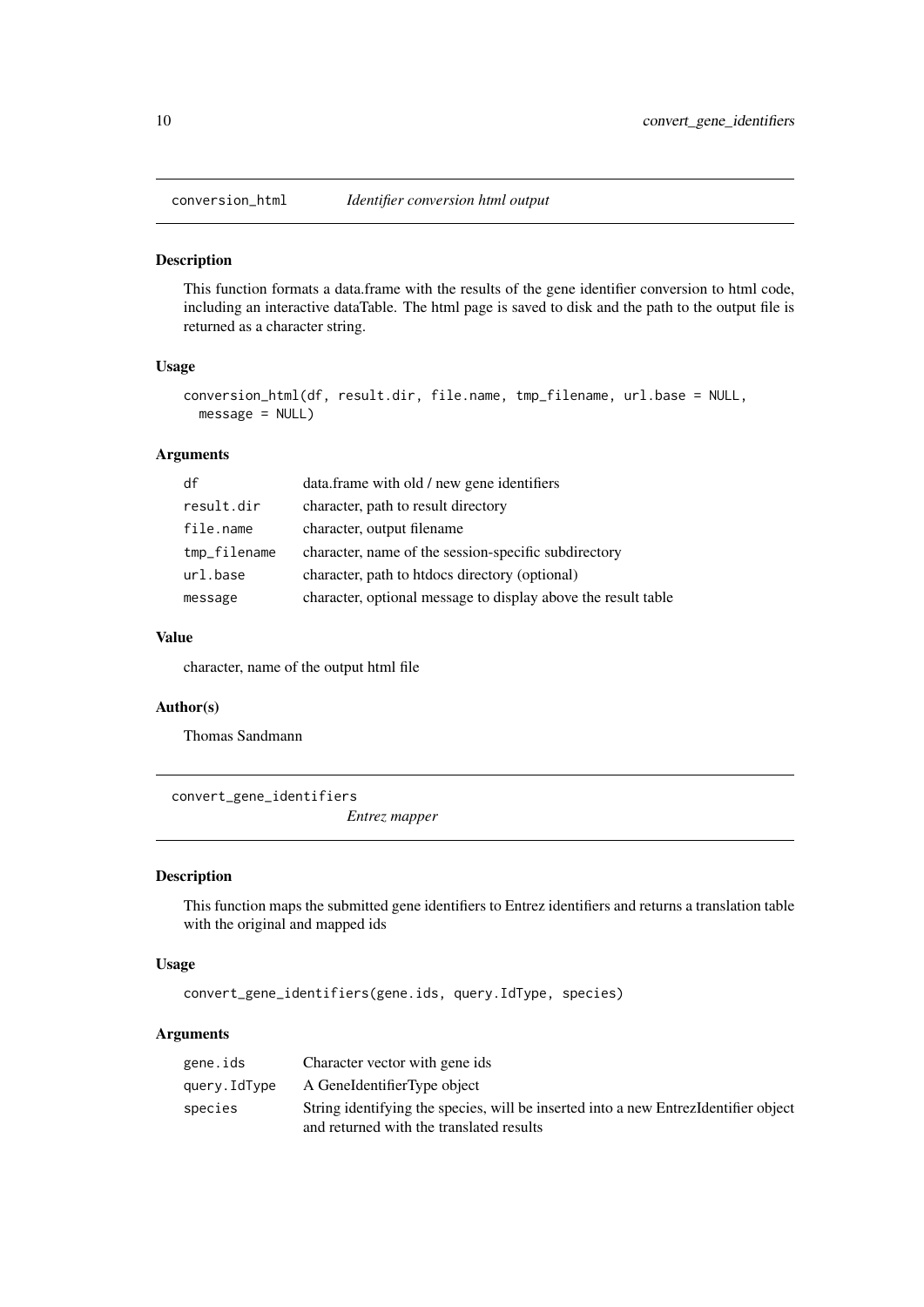## conversion_html *Identifier conversion html output*

### Description

This function formats a data.frame with the results of the gene identifier conversion to html code, including an interactive dataTable. The html page is saved to disk and the path to the output file is returned as a character string.

### Usage

```
conversion_html(df, result.dir, file.name, tmp_filename, url.base = NULL,
  message = NULL)
```

### Arguments

| | |
|---|---|
| df | data.frame with old / new gene identifiers |
| result.dir | character, path to result directory |
| file.name | character, output filename |
| tmp_filename | character, name of the session-specific subdirectory |
| url.base | character, path to htdocs directory (optional) |
| message | character, optional message to display above the result table |

### Value

character, name of the output html file

### Author(s)

Thomas Sandmann

## convert_gene_identifiers *Entrez mapper*

### Description

This function maps the submitted gene identifiers to Entrez identifiers and returns a translation table with the original and mapped ids

### Usage

```
convert_gene_identifiers(gene.ids, query.IdType, species)
```

### Arguments

| | |
|---|---|
| gene.ids | Character vector with gene ids |
| query.IdType | A GeneIdentifierType object |
| species | String identifying the species, will be inserted into a new EntrezIdentifier object and returned with the translated results |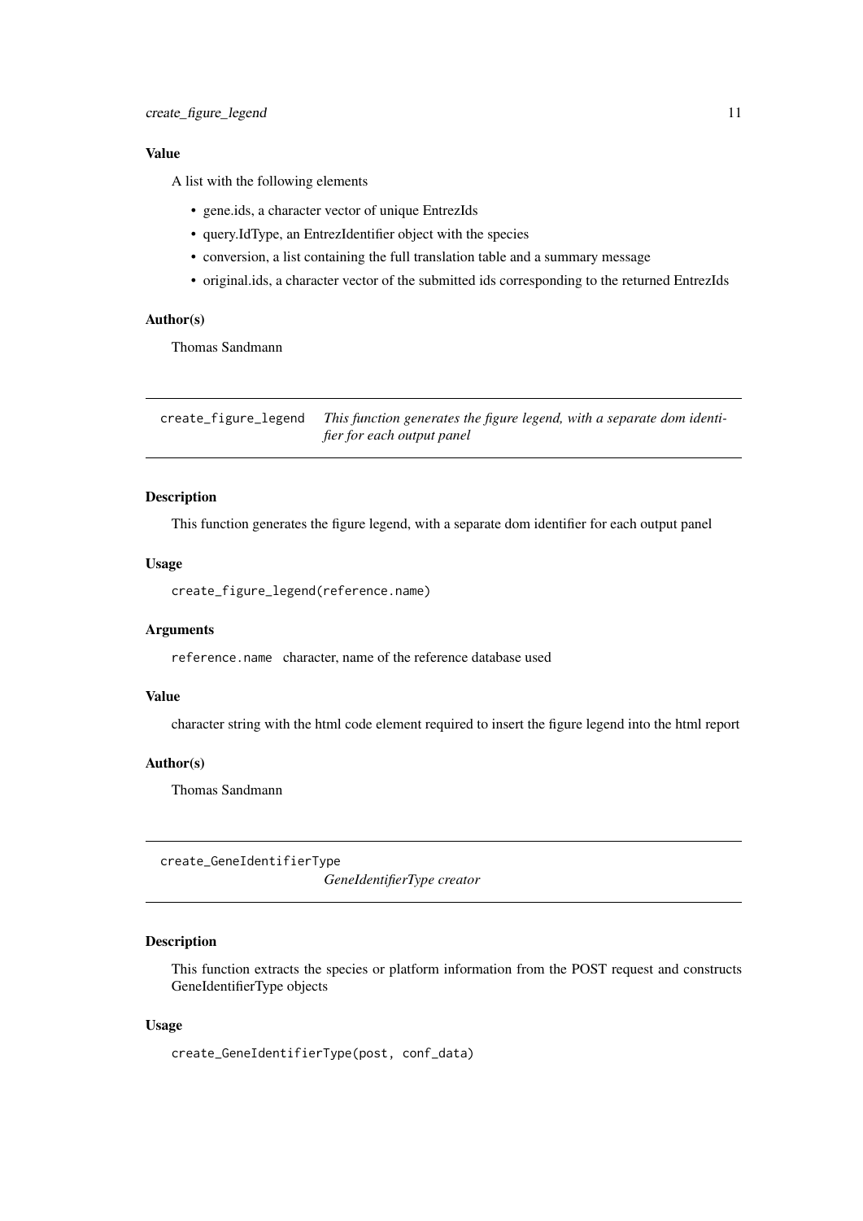### Value

A list with the following elements

- gene.ids, a character vector of unique EntrezIds
- query.IdType, an EntrezIdentifier object with the species
- conversion, a list containing the full translation table and a summary message
- original.ids, a character vector of the submitted ids corresponding to the returned EntrezIds

### Author(s)

Thomas Sandmann

---

## create_figure_legend    *This function generates the figure legend, with a separate dom identifier for each output panel*

### Description

This function generates the figure legend, with a separate dom identifier for each output panel

### Usage

```
create_figure_legend(reference.name)
```

### Arguments

`reference.name`   character, name of the reference database used

### Value

character string with the html code element required to insert the figure legend into the html report

### Author(s)

Thomas Sandmann

---

## create_GeneIdentifierType    *GeneIdentifierType creator*

### Description

This function extracts the species or platform information from the POST request and constructs GeneIdentifierType objects

### Usage

```
create_GeneIdentifierType(post, conf_data)
```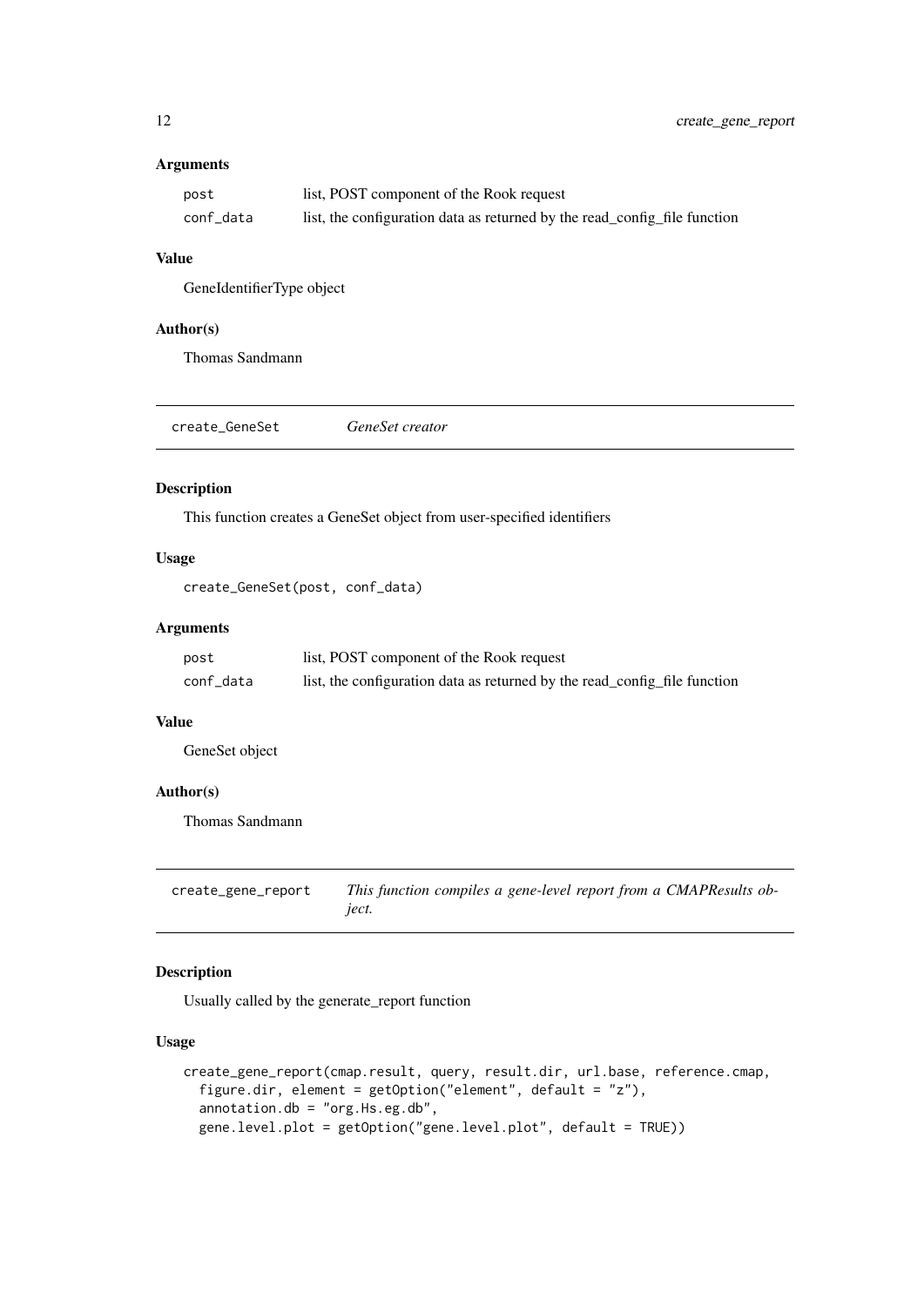### Arguments

| | |
|---|---|
| post | list, POST component of the Rook request |
| conf_data | list, the configuration data as returned by the read_config_file function |

### Value

GeneIdentifierType object

### Author(s)

Thomas Sandmann

---

## create_GeneSet *GeneSet creator*

### Description

This function creates a GeneSet object from user-specified identifiers

### Usage

```
create_GeneSet(post, conf_data)
```

### Arguments

| | |
|---|---|
| post | list, POST component of the Rook request |
| conf_data | list, the configuration data as returned by the read_config_file function |

### Value

GeneSet object

### Author(s)

Thomas Sandmann

---

## create_gene_report *This function compiles a gene-level report from a CMAPResults object.*

### Description

Usually called by the generate_report function

### Usage

```
create_gene_report(cmap.result, query, result.dir, url.base, reference.cmap,
  figure.dir, element = getOption("element", default = "z"),
  annotation.db = "org.Hs.eg.db",
  gene.level.plot = getOption("gene.level.plot", default = TRUE))
```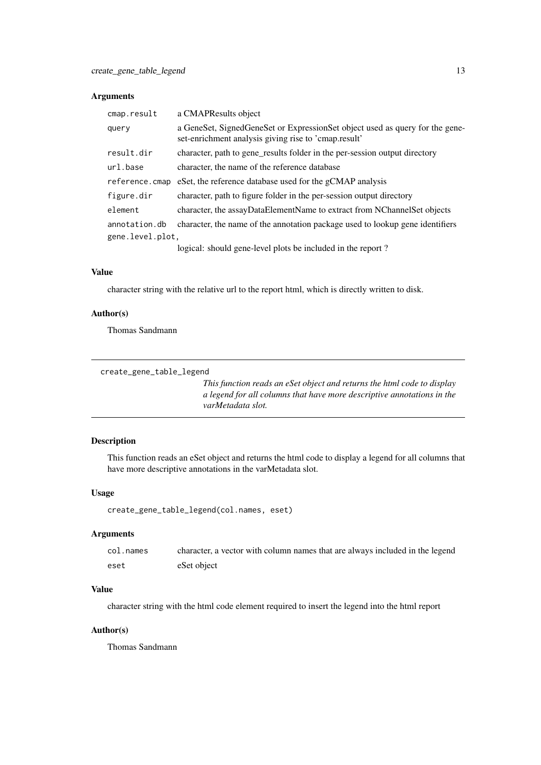### Arguments

| | |
|---|---|
| cmap.result | a CMAPResults object |
| query | a GeneSet, SignedGeneSet or ExpressionSet object used as query for the gene-set-enrichment analysis giving rise to 'cmap.result' |
| result.dir | character, path to gene_results folder in the per-session output directory |
| url.base | character, the name of the reference database |
| reference.cmap | eSet, the reference database used for the gCMAP analysis |
| figure.dir | character, path to figure folder in the per-session output directory |
| element | character, the assayDataElementName to extract from NChannelSet objects |
| annotation.db | character, the name of the annotation package used to lookup gene identifiers |
| gene.level.plot, | logical: should gene-level plots be included in the report ? |

### Value

character string with the relative url to the report html, which is directly written to disk.

### Author(s)

Thomas Sandmann

---

## create_gene_table_legend

*This function reads an eSet object and returns the html code to display a legend for all columns that have more descriptive annotations in the varMetadata slot.*

---

### Description

This function reads an eSet object and returns the html code to display a legend for all columns that have more descriptive annotations in the varMetadata slot.

### Usage

```
create_gene_table_legend(col.names, eset)
```

### Arguments

| | |
|---|---|
| col.names | character, a vector with column names that are always included in the legend |
| eset | eSet object |

### Value

character string with the html code element required to insert the legend into the html report

### Author(s)

Thomas Sandmann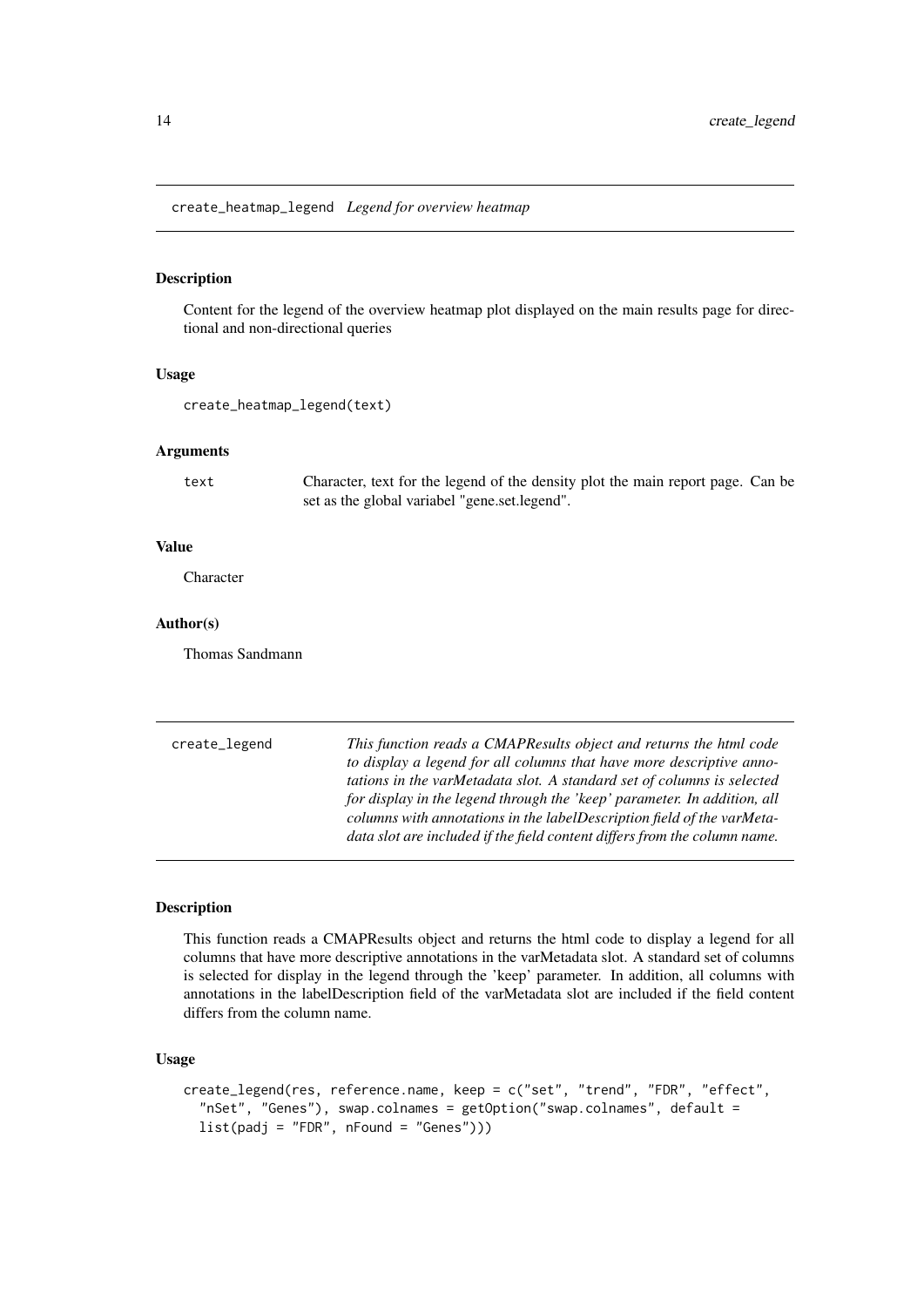## create_heatmap_legend *Legend for overview heatmap*

### Description

Content for the legend of the overview heatmap plot displayed on the main results page for directional and non-directional queries

### Usage

```
create_heatmap_legend(text)
```

### Arguments

| | |
|---|---|
| text | Character, text for the legend of the density plot the main report page. Can be set as the global variabel "gene.set.legend". |

### Value

Character

### Author(s)

Thomas Sandmann

## create_legend *This function reads a CMAPResults object and returns the html code to display a legend for all columns that have more descriptive annotations in the varMetadata slot. A standard set of columns is selected for display in the legend through the 'keep' parameter. In addition, all columns with annotations in the labelDescription field of the varMetadata slot are included if the field content differs from the column name.*

### Description

This function reads a CMAPResults object and returns the html code to display a legend for all columns that have more descriptive annotations in the varMetadata slot. A standard set of columns is selected for display in the legend through the 'keep' parameter. In addition, all columns with annotations in the labelDescription field of the varMetadata slot are included if the field content differs from the column name.

### Usage

```
create_legend(res, reference.name, keep = c("set", "trend", "FDR", "effect",
  "nSet", "Genes"), swap.colnames = getOption("swap.colnames", default =
  list(padj = "FDR", nFound = "Genes")))
```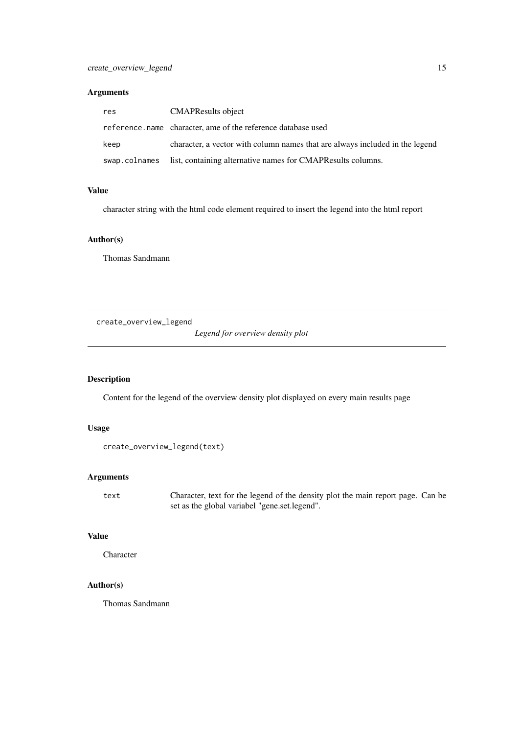### Arguments

| | |
|---|---|
| `res` | CMAPResults object |
| `reference.name` | character, ame of the reference database used |
| `keep` | character, a vector with column names that are always included in the legend |
| `swap.colnames` | list, containing alternative names for CMAPResults columns. |

### Value

character string with the html code element required to insert the legend into the html report

### Author(s)

Thomas Sandmann

---

## create_overview_legend *Legend for overview density plot*

---

### Description

Content for the legend of the overview density plot displayed on every main results page

### Usage

```
create_overview_legend(text)
```

### Arguments

| | |
|---|---|
| `text` | Character, text for the legend of the density plot the main report page. Can be set as the global variabel "gene.set.legend". |

### Value

Character

### Author(s)

Thomas Sandmann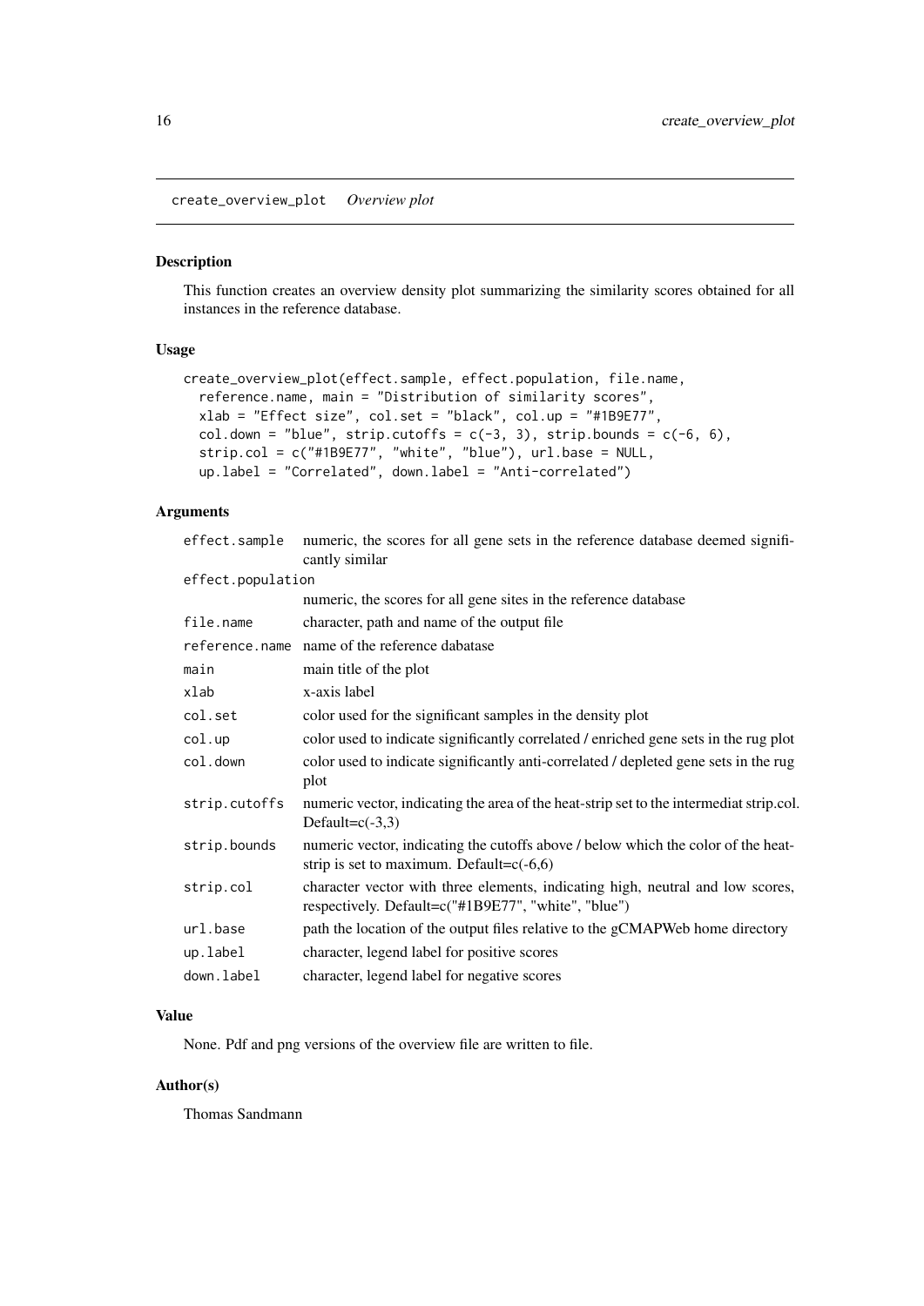create_overview_plot    *Overview plot*

### Description

This function creates an overview density plot summarizing the similarity scores obtained for all instances in the reference database.

### Usage

```
create_overview_plot(effect.sample, effect.population, file.name,
  reference.name, main = "Distribution of similarity scores",
  xlab = "Effect size", col.set = "black", col.up = "#1B9E77",
  col.down = "blue", strip.cutoffs = c(-3, 3), strip.bounds = c(-6, 6),
  strip.col = c("#1B9E77", "white", "blue"), url.base = NULL,
  up.label = "Correlated", down.label = "Anti-correlated")
```

### Arguments

| | |
|---|---|
| effect.sample | numeric, the scores for all gene sets in the reference database deemed significantly similar |
| effect.population | numeric, the scores for all gene sites in the reference database |
| file.name | character, path and name of the output file |
| reference.name | name of the reference dabatase |
| main | main title of the plot |
| xlab | x-axis label |
| col.set | color used for the significant samples in the density plot |
| col.up | color used to indicate significantly correlated / enriched gene sets in the rug plot |
| col.down | color used to indicate significantly anti-correlated / depleted gene sets in the rug plot |
| strip.cutoffs | numeric vector, indicating the area of the heat-strip set to the intermediat strip.col. Default=c(-3,3) |
| strip.bounds | numeric vector, indicating the cutoffs above / below which the color of the heat-strip is set to maximum. Default=c(-6,6) |
| strip.col | character vector with three elements, indicating high, neutral and low scores, respectively. Default=c("#1B9E77", "white", "blue") |
| url.base | path the location of the output files relative to the gCMAPWeb home directory |
| up.label | character, legend label for positive scores |
| down.label | character, legend label for negative scores |

### Value

None. Pdf and png versions of the overview file are written to file.

### Author(s)

Thomas Sandmann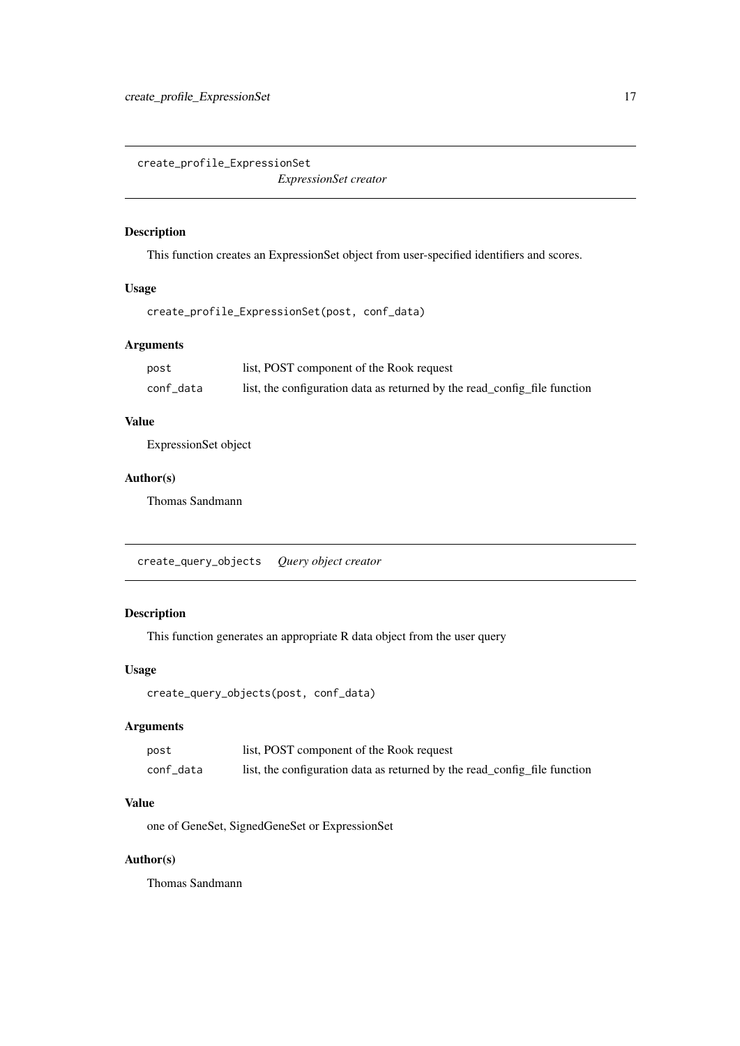## create_profile_ExpressionSet

*ExpressionSet creator*

### Description

This function creates an ExpressionSet object from user-specified identifiers and scores.

### Usage

```
create_profile_ExpressionSet(post, conf_data)
```

### Arguments

| | |
|---|---|
| post | list, POST component of the Rook request |
| conf_data | list, the configuration data as returned by the read_config_file function |

### Value

ExpressionSet object

### Author(s)

Thomas Sandmann

## create_query_objects

*Query object creator*

### Description

This function generates an appropriate R data object from the user query

### Usage

```
create_query_objects(post, conf_data)
```

### Arguments

| | |
|---|---|
| post | list, POST component of the Rook request |
| conf_data | list, the configuration data as returned by the read_config_file function |

### Value

one of GeneSet, SignedGeneSet or ExpressionSet

### Author(s)

Thomas Sandmann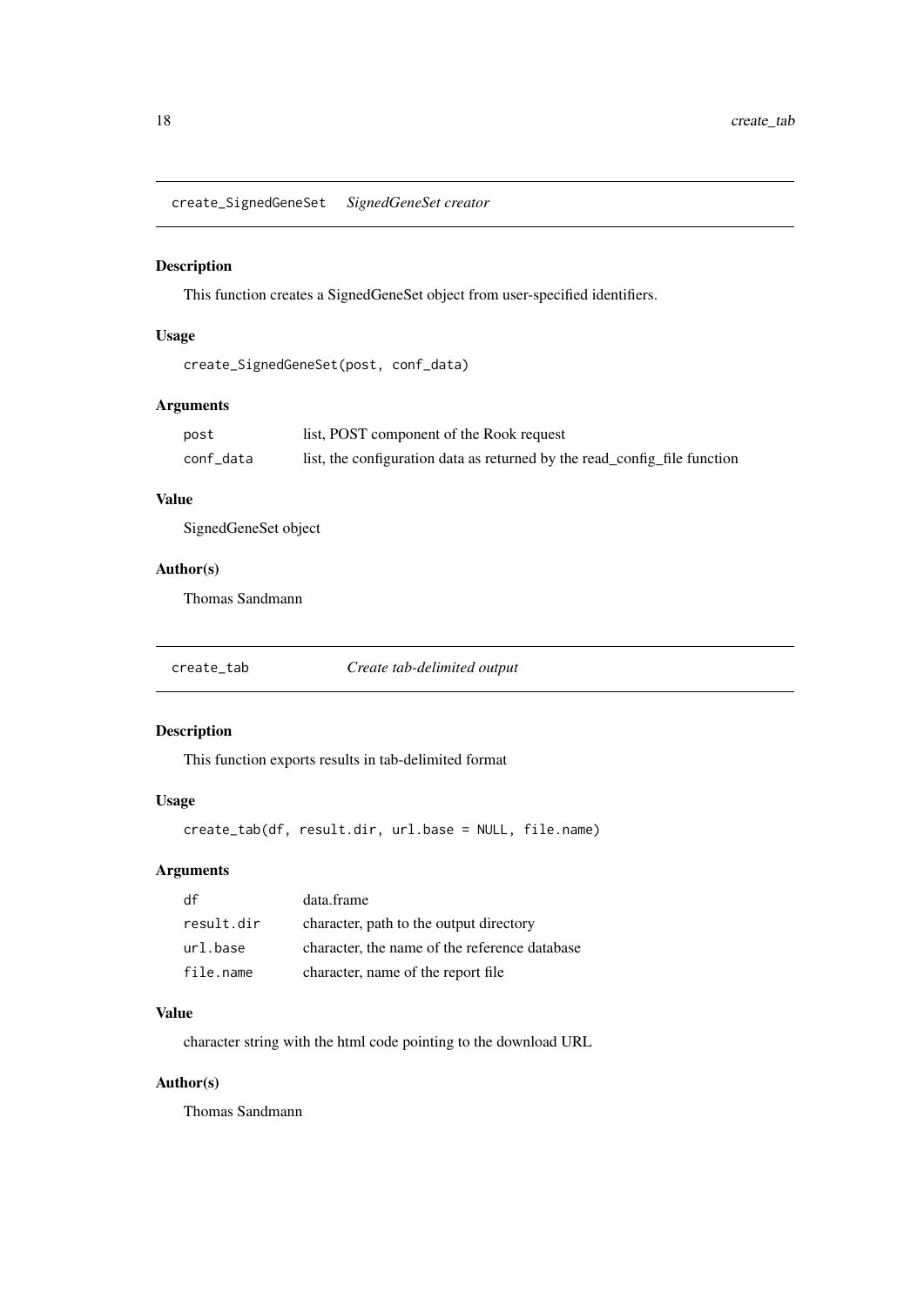## create_SignedGeneSet *SignedGeneSet creator*

### Description

This function creates a SignedGeneSet object from user-specified identifiers.

### Usage

```
create_SignedGeneSet(post, conf_data)
```

### Arguments

| | |
|---|---|
| post | list, POST component of the Rook request |
| conf_data | list, the configuration data as returned by the read_config_file function |

### Value

SignedGeneSet object

### Author(s)

Thomas Sandmann

## create_tab *Create tab-delimited output*

### Description

This function exports results in tab-delimited format

### Usage

```
create_tab(df, result.dir, url.base = NULL, file.name)
```

### Arguments

| | |
|---|---|
| df | data.frame |
| result.dir | character, path to the output directory |
| url.base | character, the name of the reference database |
| file.name | character, name of the report file |

### Value

character string with the html code pointing to the download URL

### Author(s)

Thomas Sandmann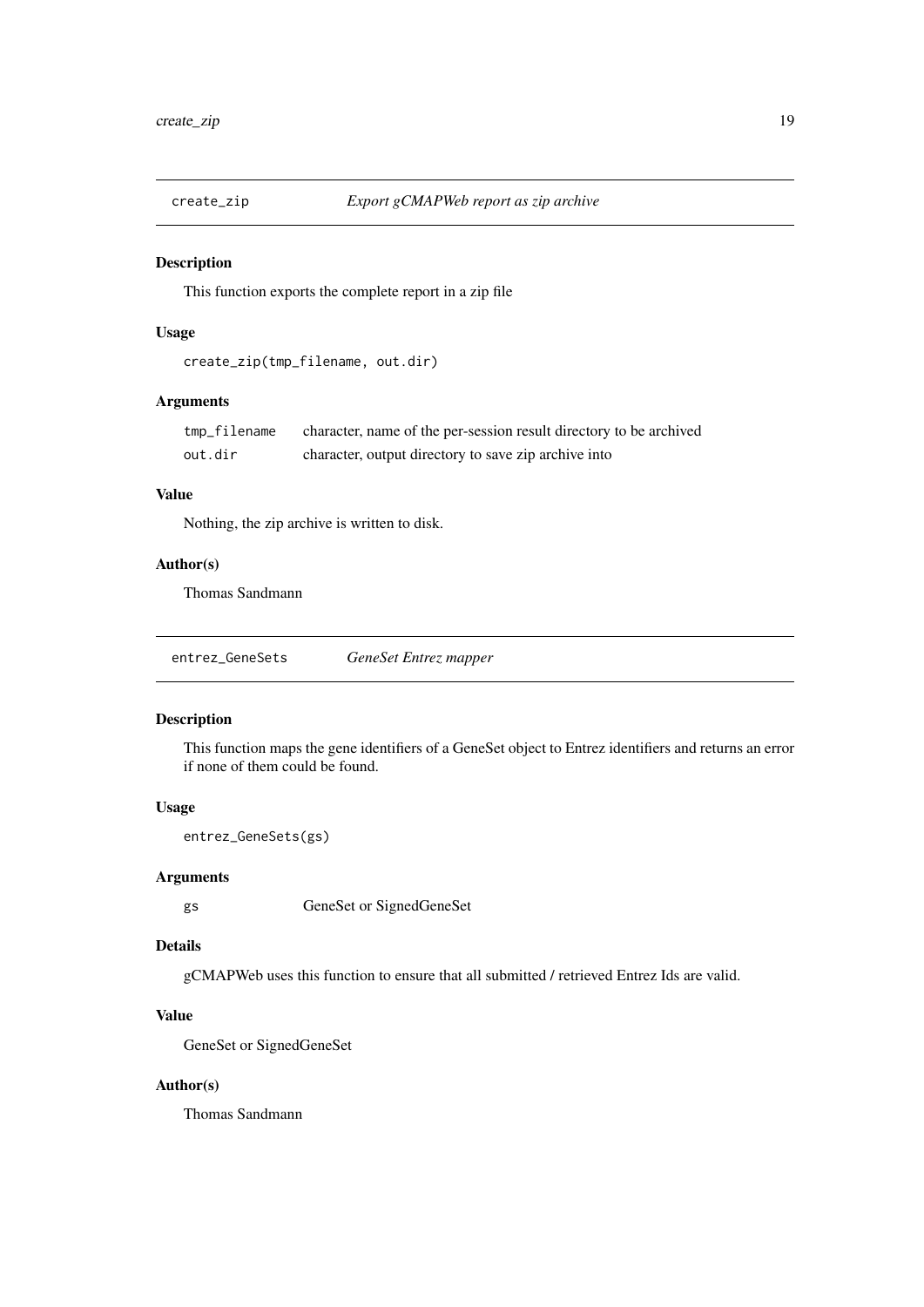## create_zip — *Export gCMAPWeb report as zip archive*

### Description

This function exports the complete report in a zip file

### Usage

```
create_zip(tmp_filename, out.dir)
```

### Arguments

| | |
|---|---|
| `tmp_filename` | character, name of the per-session result directory to be archived |
| `out.dir` | character, output directory to save zip archive into |

### Value

Nothing, the zip archive is written to disk.

### Author(s)

Thomas Sandmann

## entrez_GeneSets — *GeneSet Entrez mapper*

### Description

This function maps the gene identifiers of a GeneSet object to Entrez identifiers and returns an error if none of them could be found.

### Usage

```
entrez_GeneSets(gs)
```

### Arguments

| | |
|---|---|
| `gs` | GeneSet or SignedGeneSet |

### Details

gCMAPWeb uses this function to ensure that all submitted / retrieved Entrez Ids are valid.

### Value

GeneSet or SignedGeneSet

### Author(s)

Thomas Sandmann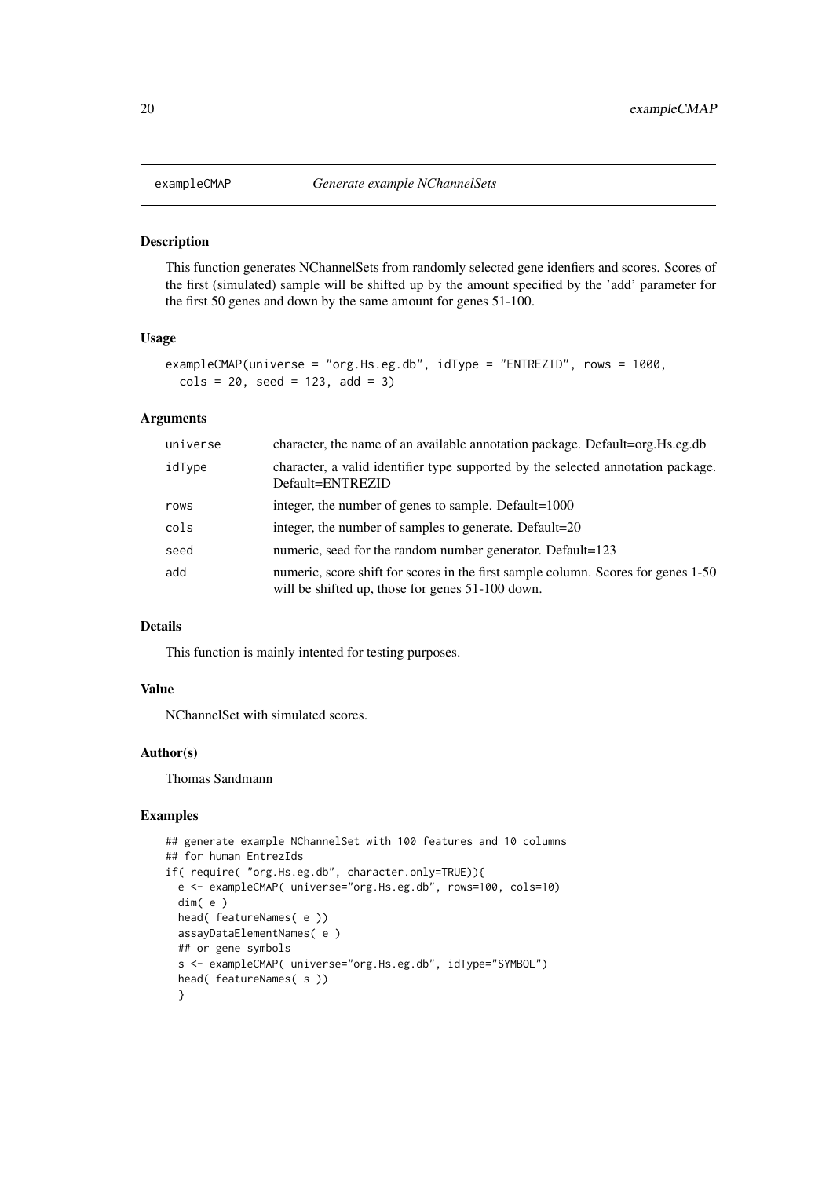exampleCMAP *Generate example NChannelSets*

## Description

This function generates NChannelSets from randomly selected gene idenfiers and scores. Scores of the first (simulated) sample will be shifted up by the amount specified by the 'add' parameter for the first 50 genes and down by the same amount for genes 51-100.

## Usage

```
exampleCMAP(universe = "org.Hs.eg.db", idType = "ENTREZID", rows = 1000,
  cols = 20, seed = 123, add = 3)
```

## Arguments

| | |
|---|---|
| universe | character, the name of an available annotation package. Default=org.Hs.eg.db |
| idType | character, a valid identifier type supported by the selected annotation package. Default=ENTREZID |
| rows | integer, the number of genes to sample. Default=1000 |
| cols | integer, the number of samples to generate. Default=20 |
| seed | numeric, seed for the random number generator. Default=123 |
| add | numeric, score shift for scores in the first sample column. Scores for genes 1-50 will be shifted up, those for genes 51-100 down. |

## Details

This function is mainly intented for testing purposes.

## Value

NChannelSet with simulated scores.

## Author(s)

Thomas Sandmann

## Examples

```
## generate example NChannelSet with 100 features and 10 columns
## for human EntrezIds
if( require( "org.Hs.eg.db", character.only=TRUE)){
  e <- exampleCMAP( universe="org.Hs.eg.db", rows=100, cols=10)
  dim( e )
  head( featureNames( e ))
  assayDataElementNames( e )
  ## or gene symbols
  s <- exampleCMAP( universe="org.Hs.eg.db", idType="SYMBOL")
  head( featureNames( s ))
  }
```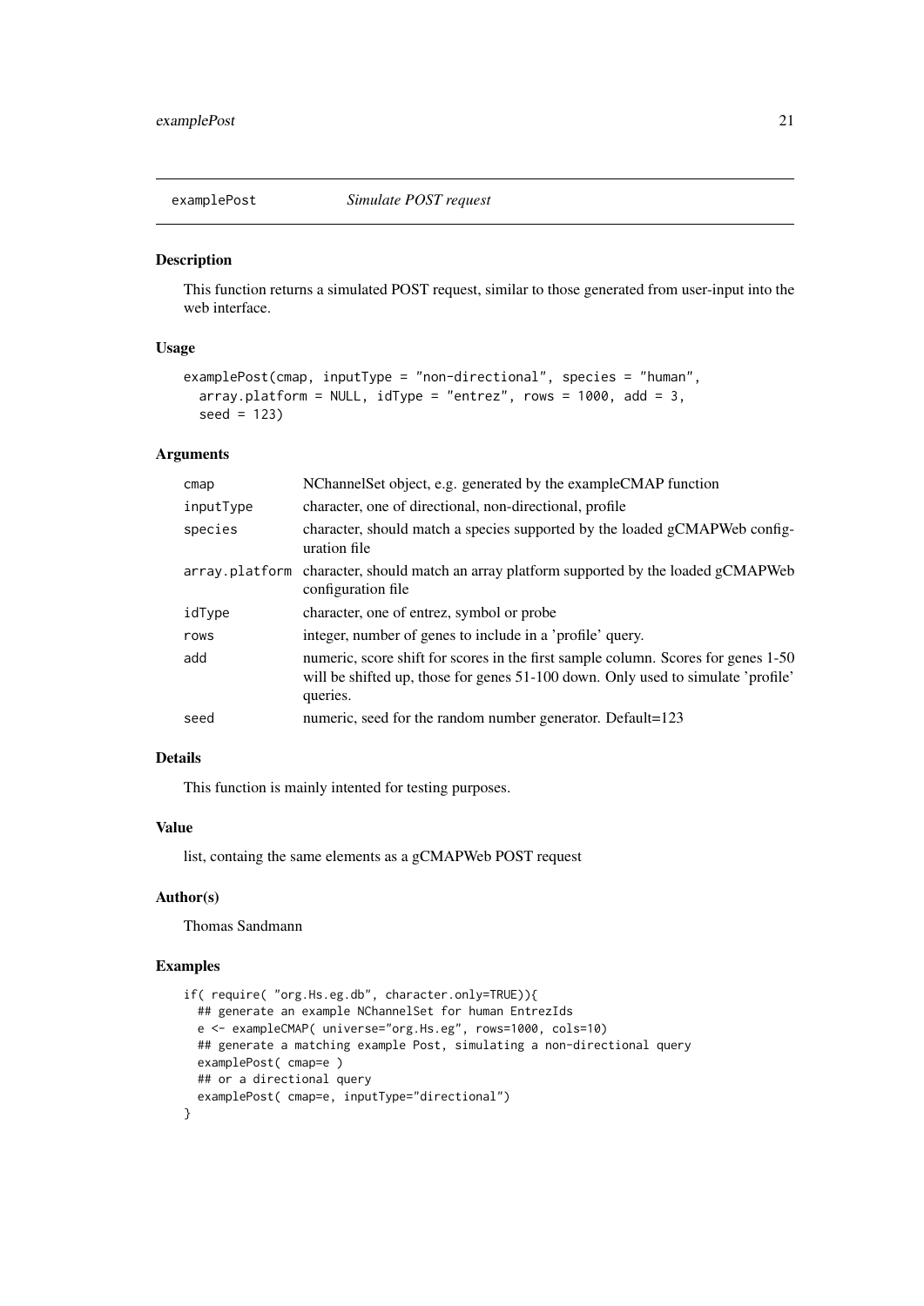# examplePost — *Simulate POST request*

## Description

This function returns a simulated POST request, similar to those generated from user-input into the web interface.

## Usage

```
examplePost(cmap, inputType = "non-directional", species = "human",
  array.platform = NULL, idType = "entrez", rows = 1000, add = 3,
  seed = 123)
```

## Arguments

| | |
|---|---|
| cmap | NChannelSet object, e.g. generated by the exampleCMAP function |
| inputType | character, one of directional, non-directional, profile |
| species | character, should match a species supported by the loaded gCMAPWeb configuration file |
| array.platform | character, should match an array platform supported by the loaded gCMAPWeb configuration file |
| idType | character, one of entrez, symbol or probe |
| rows | integer, number of genes to include in a 'profile' query. |
| add | numeric, score shift for scores in the first sample column. Scores for genes 1-50 will be shifted up, those for genes 51-100 down. Only used to simulate 'profile' queries. |
| seed | numeric, seed for the random number generator. Default=123 |

## Details

This function is mainly intented for testing purposes.

## Value

list, containg the same elements as a gCMAPWeb POST request

## Author(s)

Thomas Sandmann

## Examples

```
if( require( "org.Hs.eg.db", character.only=TRUE)){
  ## generate an example NChannelSet for human EntrezIds
  e <- exampleCMAP( universe="org.Hs.eg", rows=1000, cols=10)
  ## generate a matching example Post, simulating a non-directional query
  examplePost( cmap=e )
  ## or a directional query
  examplePost( cmap=e, inputType="directional")
}
```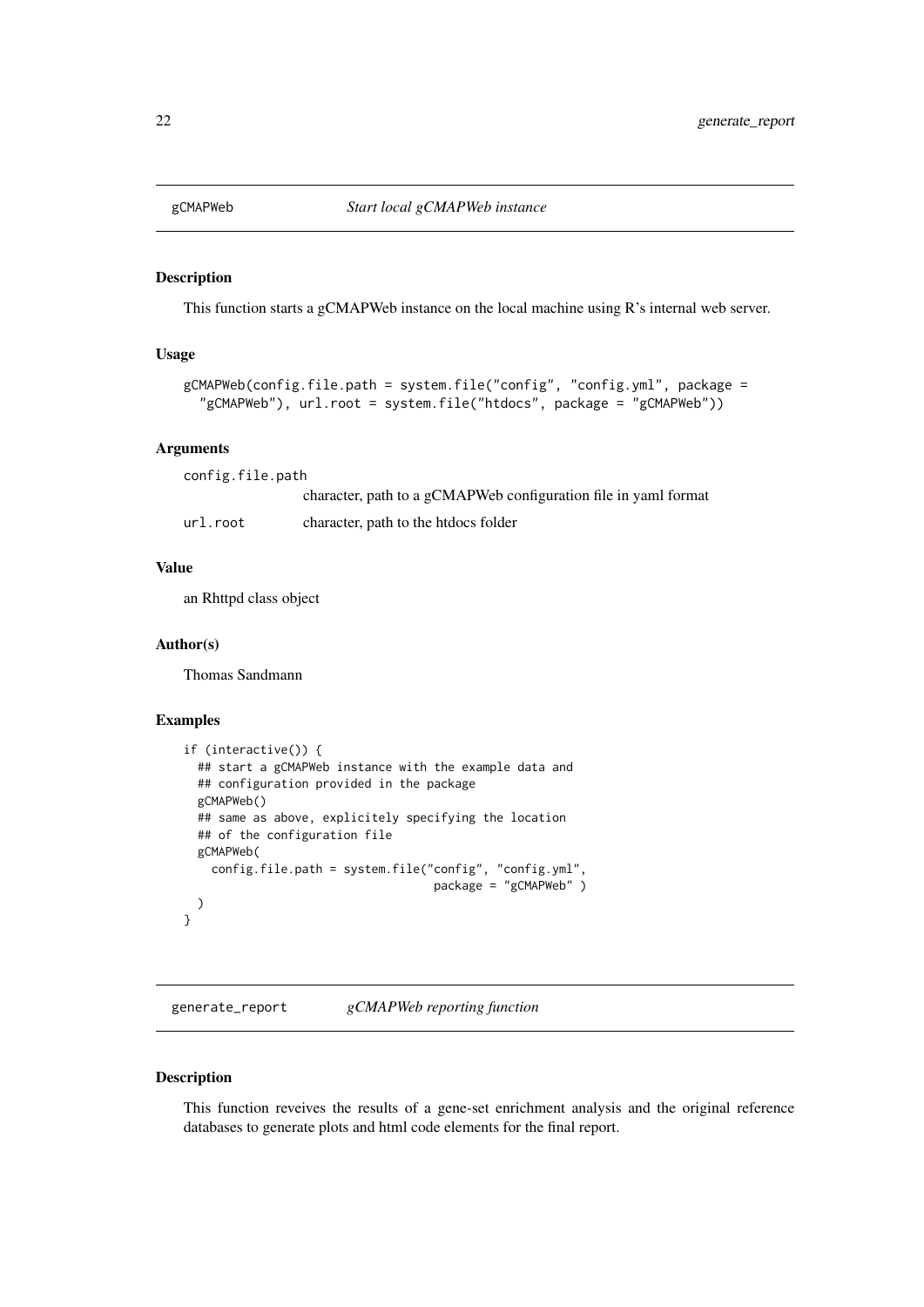## gCMAPWeb — *Start local gCMAPWeb instance*

### Description

This function starts a gCMAPWeb instance on the local machine using R's internal web server.

### Usage

```
gCMAPWeb(config.file.path = system.file("config", "config.yml", package =
  "gCMAPWeb"), url.root = system.file("htdocs", package = "gCMAPWeb"))
```

### Arguments

| | |
|---|---|
| config.file.path | character, path to a gCMAPWeb configuration file in yaml format |
| url.root | character, path to the htdocs folder |

### Value

an Rhttpd class object

### Author(s)

Thomas Sandmann

### Examples

```
if (interactive()) {
  ## start a gCMAPWeb instance with the example data and
  ## configuration provided in the package
  gCMAPWeb()
  ## same as above, explicitely specifying the location
  ## of the configuration file
  gCMAPWeb(
    config.file.path = system.file("config", "config.yml",
                                   package = "gCMAPWeb" )
  )
}
```

## generate_report — *gCMAPWeb reporting function*

### Description

This function reveives the results of a gene-set enrichment analysis and the original reference databases to generate plots and html code elements for the final report.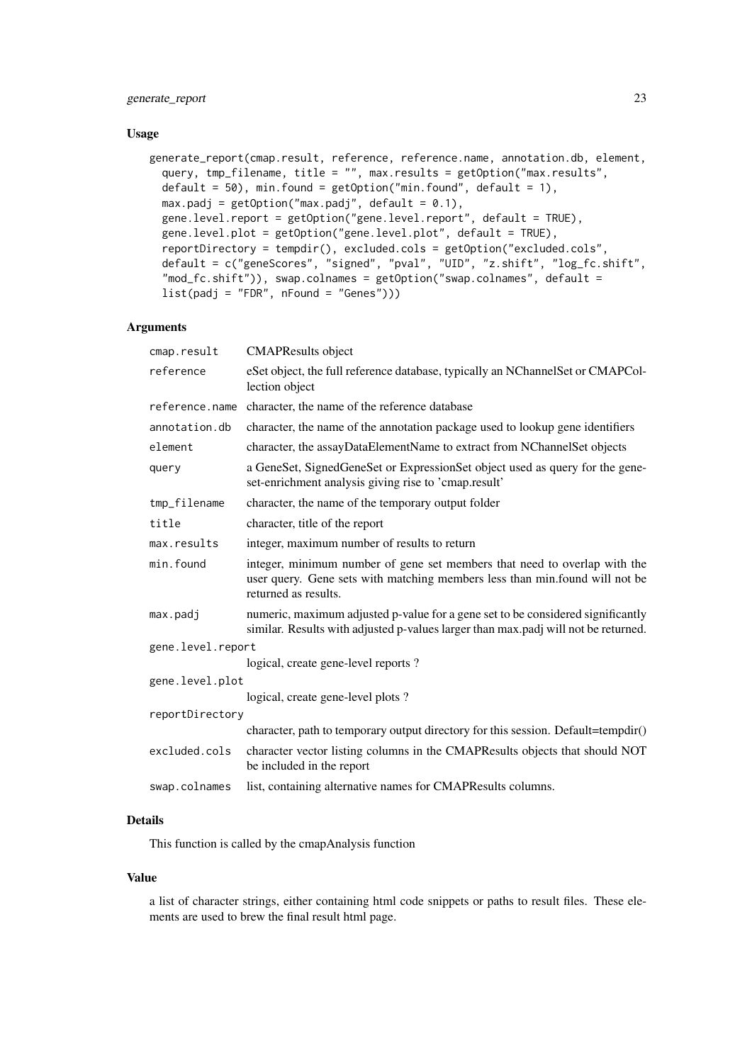## Usage

```
generate_report(cmap.result, reference, reference.name, annotation.db, element,
  query, tmp_filename, title = "", max.results = getOption("max.results",
  default = 50), min.found = getOption("min.found", default = 1),
  max.padj = getOption("max.padj", default = 0.1),
  gene.level.report = getOption("gene.level.report", default = TRUE),
  gene.level.plot = getOption("gene.level.plot", default = TRUE),
  reportDirectory = tempdir(), excluded.cols = getOption("excluded.cols",
  default = c("geneScores", "signed", "pval", "UID", "z.shift", "log_fc.shift",
  "mod_fc.shift")), swap.colnames = getOption("swap.colnames", default =
  list(padj = "FDR", nFound = "Genes")))
```

## Arguments

| | |
|---|---|
| `cmap.result` | CMAPResults object |
| `reference` | eSet object, the full reference database, typically an NChannelSet or CMAPCollection object |
| `reference.name` | character, the name of the reference database |
| `annotation.db` | character, the name of the annotation package used to lookup gene identifiers |
| `element` | character, the assayDataElementName to extract from NChannelSet objects |
| `query` | a GeneSet, SignedGeneSet or ExpressionSet object used as query for the gene-set-enrichment analysis giving rise to 'cmap.result' |
| `tmp_filename` | character, the name of the temporary output folder |
| `title` | character, title of the report |
| `max.results` | integer, maximum number of results to return |
| `min.found` | integer, minimum number of gene set members that need to overlap with the user query. Gene sets with matching members less than min.found will not be returned as results. |
| `max.padj` | numeric, maximum adjusted p-value for a gene set to be considered significantly similar. Results with adjusted p-values larger than max.padj will not be returned. |
| `gene.level.report` | logical, create gene-level reports ? |
| `gene.level.plot` | logical, create gene-level plots ? |
| `reportDirectory` | character, path to temporary output directory for this session. Default=tempdir() |
| `excluded.cols` | character vector listing columns in the CMAPResults objects that should NOT be included in the report |
| `swap.colnames` | list, containing alternative names for CMAPResults columns. |

## Details

This function is called by the cmapAnalysis function

## Value

a list of character strings, either containing html code snippets or paths to result files. These elements are used to brew the final result html page.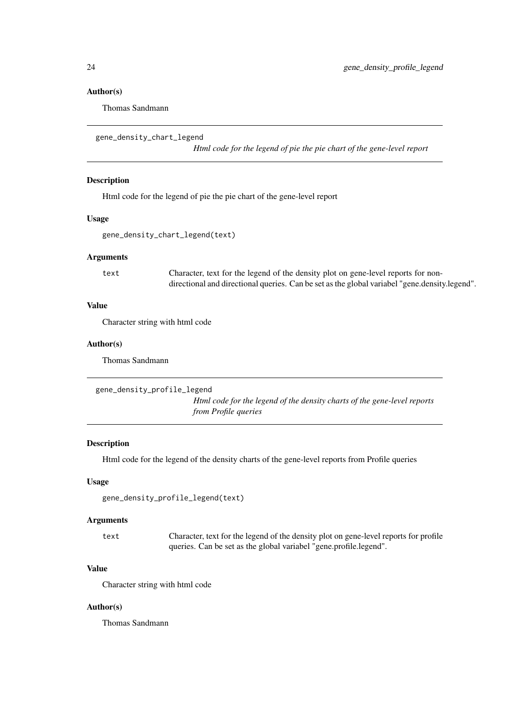### Author(s)

Thomas Sandmann

---

`gene_density_chart_legend`
*Html code for the legend of pie the pie chart of the gene-level report*

---

### Description

Html code for the legend of pie the pie chart of the gene-level report

### Usage

```
gene_density_chart_legend(text)
```

### Arguments

| | |
|---|---|
| `text` | Character, text for the legend of the density plot on gene-level reports for non-directional and directional queries. Can be set as the global variabel "gene.density.legend". |

### Value

Character string with html code

### Author(s)

Thomas Sandmann

---

`gene_density_profile_legend`
*Html code for the legend of the density charts of the gene-level reports from Profile queries*

---

### Description

Html code for the legend of the density charts of the gene-level reports from Profile queries

### Usage

```
gene_density_profile_legend(text)
```

### Arguments

| | |
|---|---|
| `text` | Character, text for the legend of the density plot on gene-level reports for profile queries. Can be set as the global variabel "gene.profile.legend". |

### Value

Character string with html code

### Author(s)

Thomas Sandmann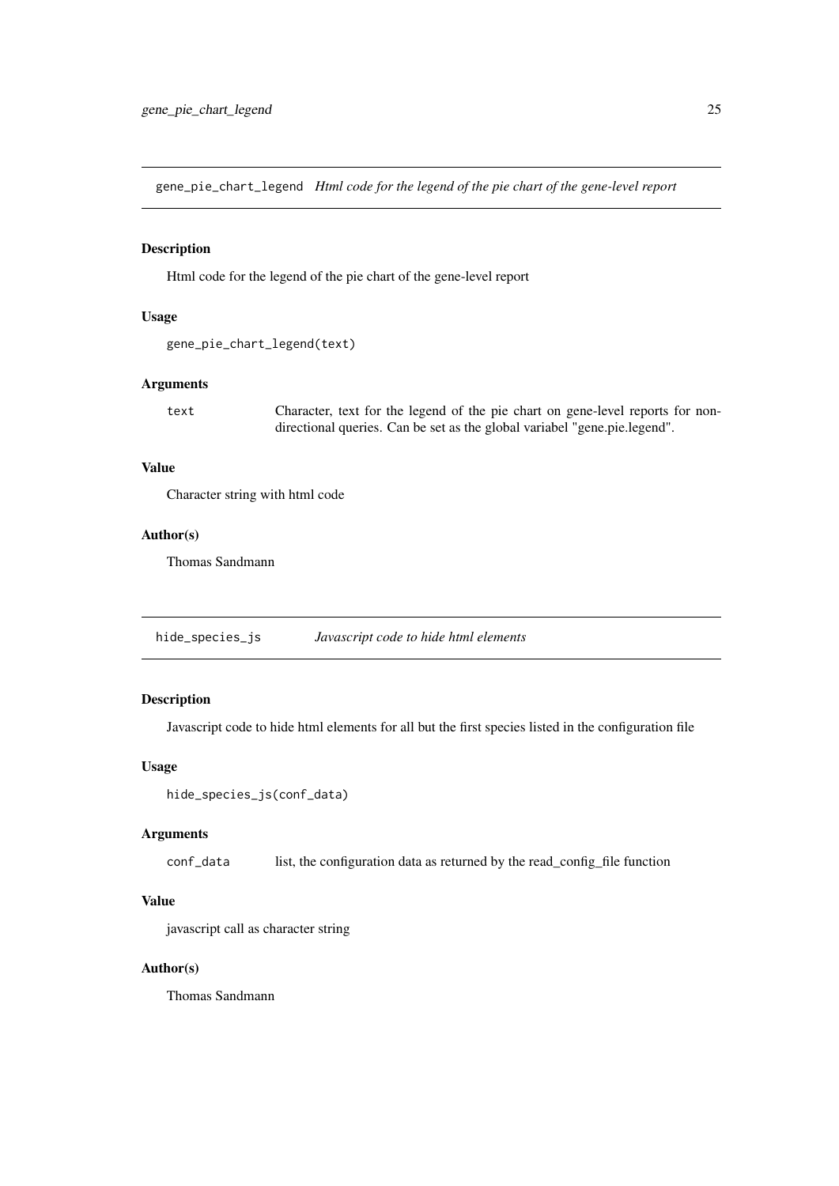## gene_pie_chart_legend *Html code for the legend of the pie chart of the gene-level report*

### Description

Html code for the legend of the pie chart of the gene-level report

### Usage

```
gene_pie_chart_legend(text)
```

### Arguments

| | |
|---|---|
| text | Character, text for the legend of the pie chart on gene-level reports for non-directional queries. Can be set as the global variabel "gene.pie.legend". |

### Value

Character string with html code

### Author(s)

Thomas Sandmann

## hide_species_js *Javascript code to hide html elements*

### Description

Javascript code to hide html elements for all but the first species listed in the configuration file

### Usage

```
hide_species_js(conf_data)
```

### Arguments

| | |
|---|---|
| conf_data | list, the configuration data as returned by the read_config_file function |

### Value

javascript call as character string

### Author(s)

Thomas Sandmann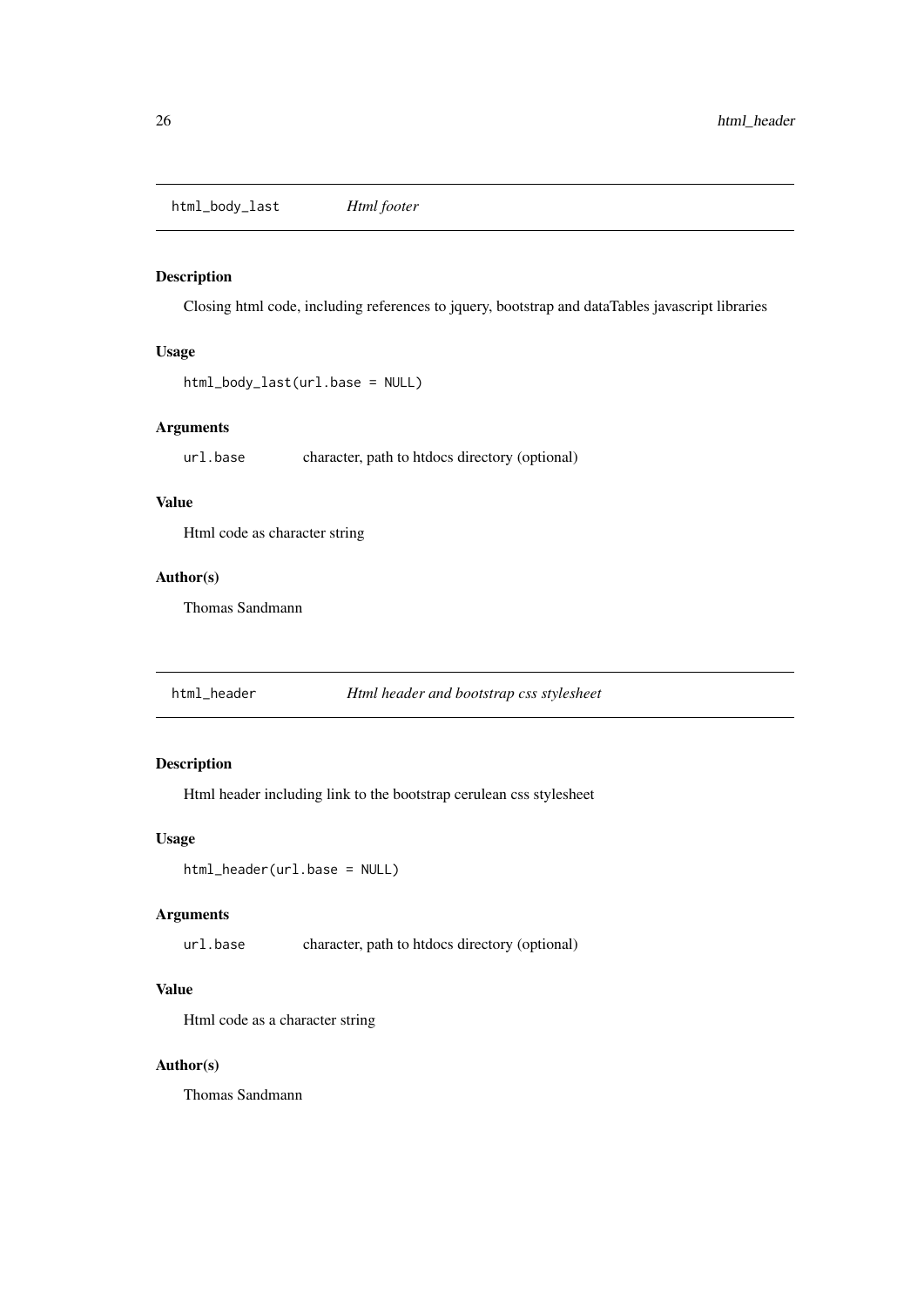## `html_body_last` *Html footer*

### Description

Closing html code, including references to jquery, bootstrap and dataTables javascript libraries

### Usage

```
html_body_last(url.base = NULL)
```

### Arguments

| | |
|---|---|
| `url.base` | character, path to htdocs directory (optional) |

### Value

Html code as character string

### Author(s)

Thomas Sandmann

## `html_header` *Html header and bootstrap css stylesheet*

### Description

Html header including link to the bootstrap cerulean css stylesheet

### Usage

```
html_header(url.base = NULL)
```

### Arguments

| | |
|---|---|
| `url.base` | character, path to htdocs directory (optional) |

### Value

Html code as a character string

### Author(s)

Thomas Sandmann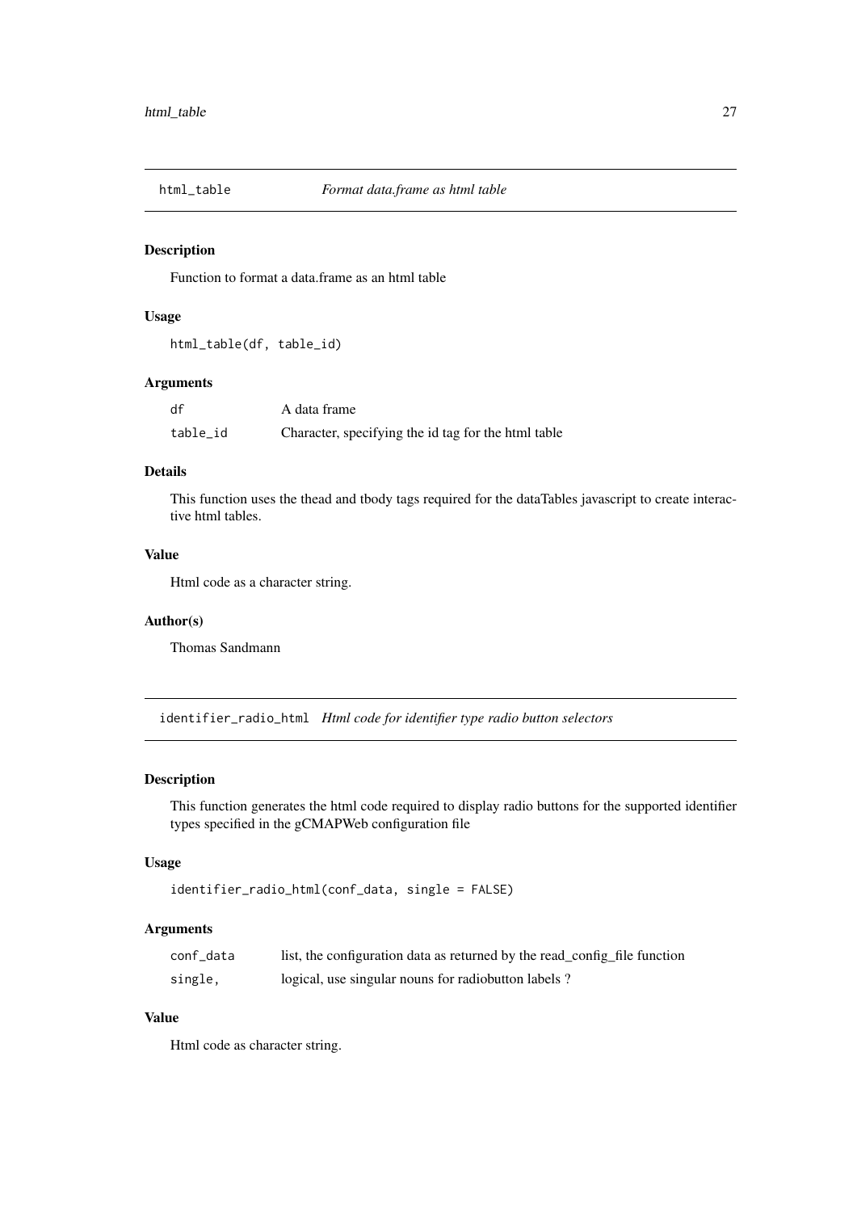## html_table — *Format data.frame as html table*

### Description

Function to format a data.frame as an html table

### Usage

```
html_table(df, table_id)
```

### Arguments

| | |
|---|---|
| `df` | A data frame |
| `table_id` | Character, specifying the id tag for the html table |

### Details

This function uses the thead and tbody tags required for the dataTables javascript to create interactive html tables.

### Value

Html code as a character string.

### Author(s)

Thomas Sandmann

## identifier_radio_html — *Html code for identifier type radio button selectors*

### Description

This function generates the html code required to display radio buttons for the supported identifier types specified in the gCMAPWeb configuration file

### Usage

```
identifier_radio_html(conf_data, single = FALSE)
```

### Arguments

| | |
|---|---|
| `conf_data` | list, the configuration data as returned by the read_config_file function |
| `single,` | logical, use singular nouns for radiobutton labels ? |

### Value

Html code as character string.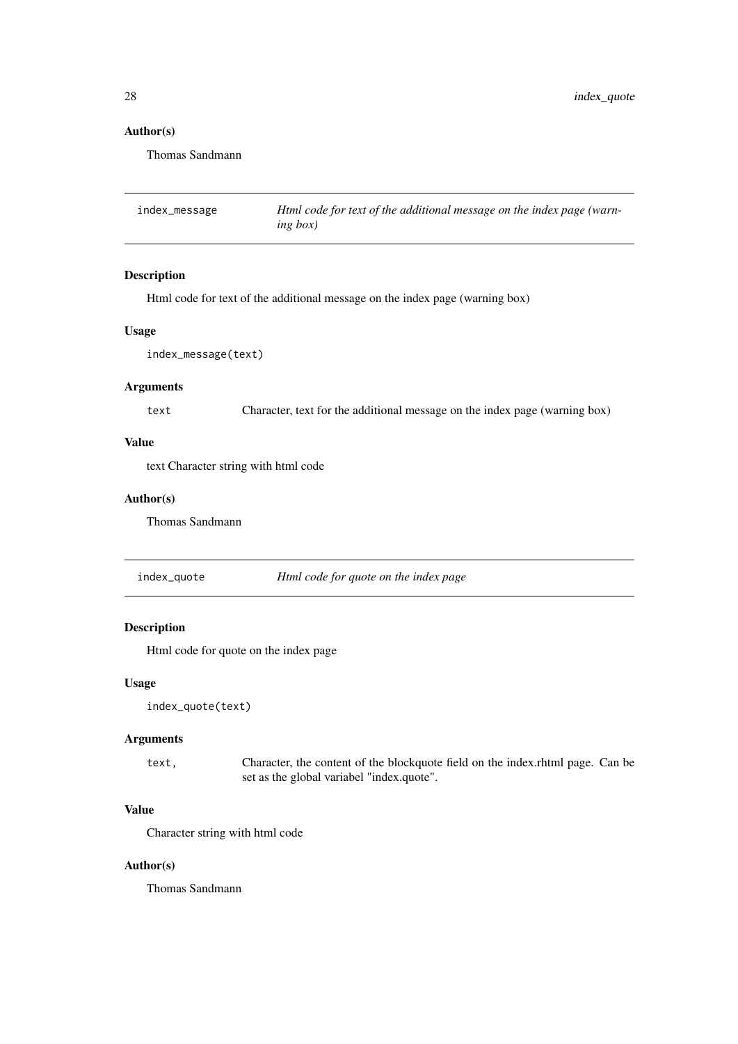### Author(s)

Thomas Sandmann

---

## index_message    *Html code for text of the additional message on the index page (warning box)*

### Description

Html code for text of the additional message on the index page (warning box)

### Usage

```
index_message(text)
```

### Arguments

| | |
|---|---|
| `text` | Character, text for the additional message on the index page (warning box) |

### Value

text Character string with html code

### Author(s)

Thomas Sandmann

---

## index_quote    *Html code for quote on the index page*

### Description

Html code for quote on the index page

### Usage

```
index_quote(text)
```

### Arguments

| | |
|---|---|
| `text,` | Character, the content of the blockquote field on the index.rhtml page. Can be set as the global variabel "index.quote". |

### Value

Character string with html code

### Author(s)

Thomas Sandmann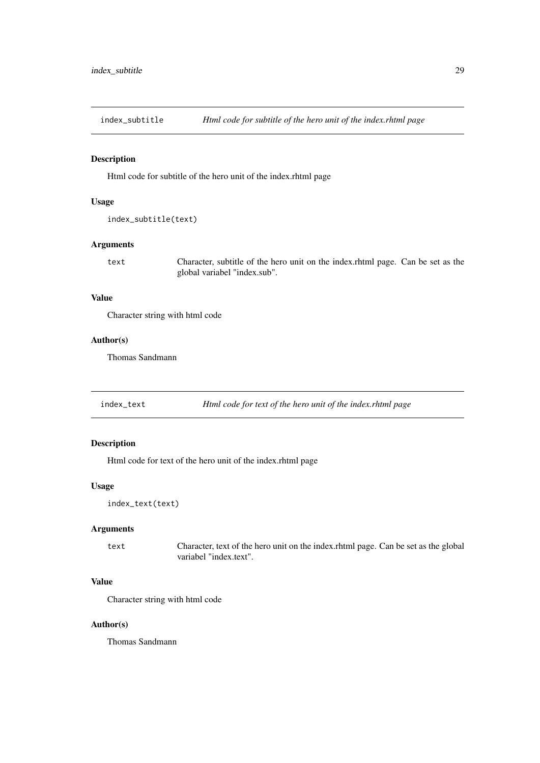## index_subtitle — *Html code for subtitle of the hero unit of the index.rhtml page*

### Description

Html code for subtitle of the hero unit of the index.rhtml page

### Usage

```
index_subtitle(text)
```

### Arguments

| | |
|---|---|
| text | Character, subtitle of the hero unit on the index.rhtml page. Can be set as the global variabel "index.sub". |

### Value

Character string with html code

### Author(s)

Thomas Sandmann

## index_text — *Html code for text of the hero unit of the index.rhtml page*

### Description

Html code for text of the hero unit of the index.rhtml page

### Usage

```
index_text(text)
```

### Arguments

| | |
|---|---|
| text | Character, text of the hero unit on the index.rhtml page. Can be set as the global variabel "index.text". |

### Value

Character string with html code

### Author(s)

Thomas Sandmann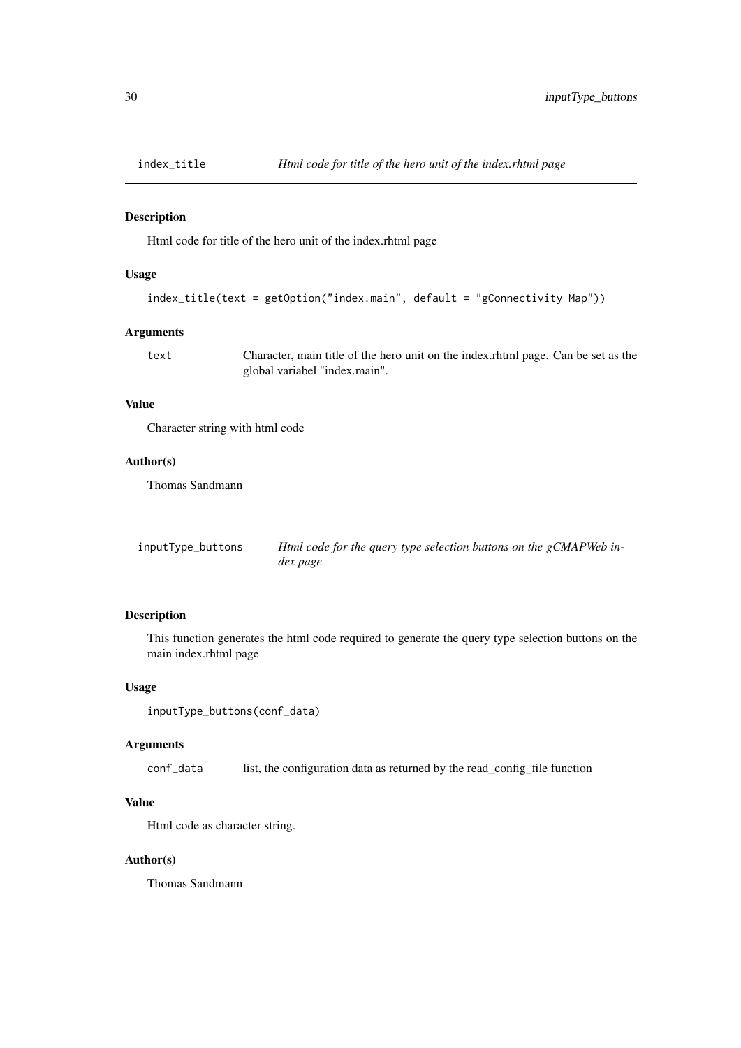## index_title *Html code for title of the hero unit of the index.rhtml page*

### Description

Html code for title of the hero unit of the index.rhtml page

### Usage

```
index_title(text = getOption("index.main", default = "gConnectivity Map"))
```

### Arguments

| | |
|---|---|
| text | Character, main title of the hero unit on the index.rhtml page. Can be set as the global variabel "index.main". |

### Value

Character string with html code

### Author(s)

Thomas Sandmann

## inputType_buttons *Html code for the query type selection buttons on the gCMAPWeb index page*

### Description

This function generates the html code required to generate the query type selection buttons on the main index.rhtml page

### Usage

```
inputType_buttons(conf_data)
```

### Arguments

| | |
|---|---|
| conf_data | list, the configuration data as returned by the read_config_file function |

### Value

Html code as character string.

### Author(s)

Thomas Sandmann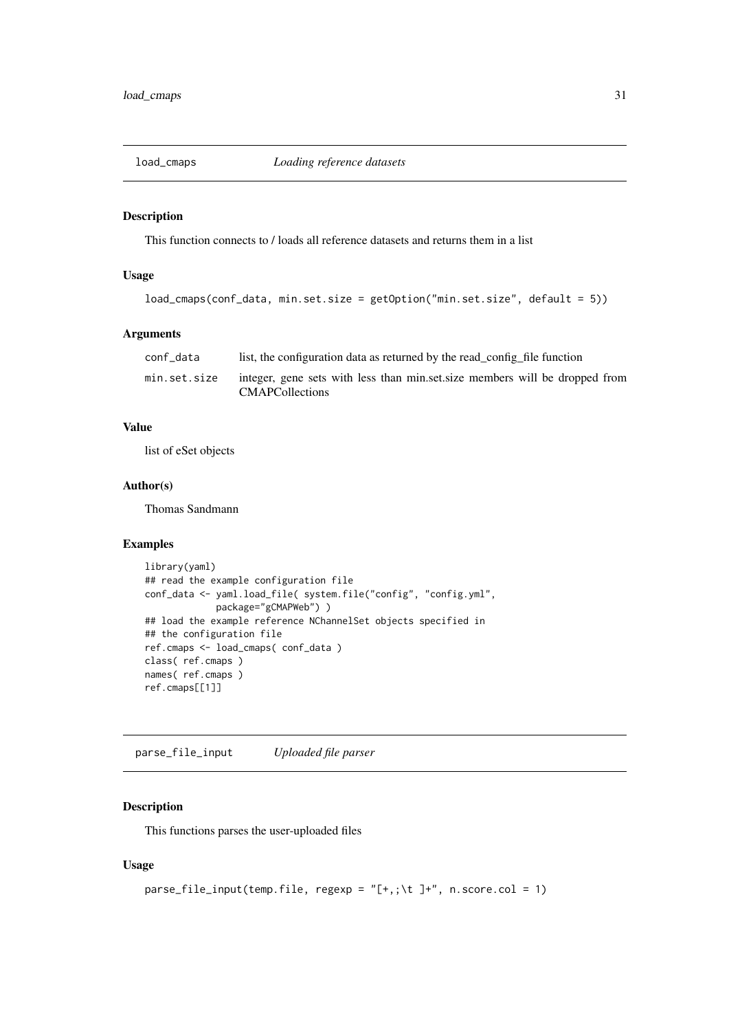## load_cmaps *Loading reference datasets*

### Description

This function connects to / loads all reference datasets and returns them in a list

### Usage

```
load_cmaps(conf_data, min.set.size = getOption("min.set.size", default = 5))
```

### Arguments

| | |
|---|---|
| conf_data | list, the configuration data as returned by the read_config_file function |
| min.set.size | integer, gene sets with less than min.set.size members will be dropped from CMAPCollections |

### Value

list of eSet objects

### Author(s)

Thomas Sandmann

### Examples

```
library(yaml)
## read the example configuration file
conf_data <- yaml.load_file( system.file("config", "config.yml",
              package="gCMAPWeb") )
## load the example reference NChannelSet objects specified in
## the configuration file
ref.cmaps <- load_cmaps( conf_data )
class( ref.cmaps )
names( ref.cmaps )
ref.cmaps[[1]]
```

## parse_file_input *Uploaded file parser*

### Description

This functions parses the user-uploaded files

### Usage

```
parse_file_input(temp.file, regexp = "[+,;\t ]+", n.score.col = 1)
```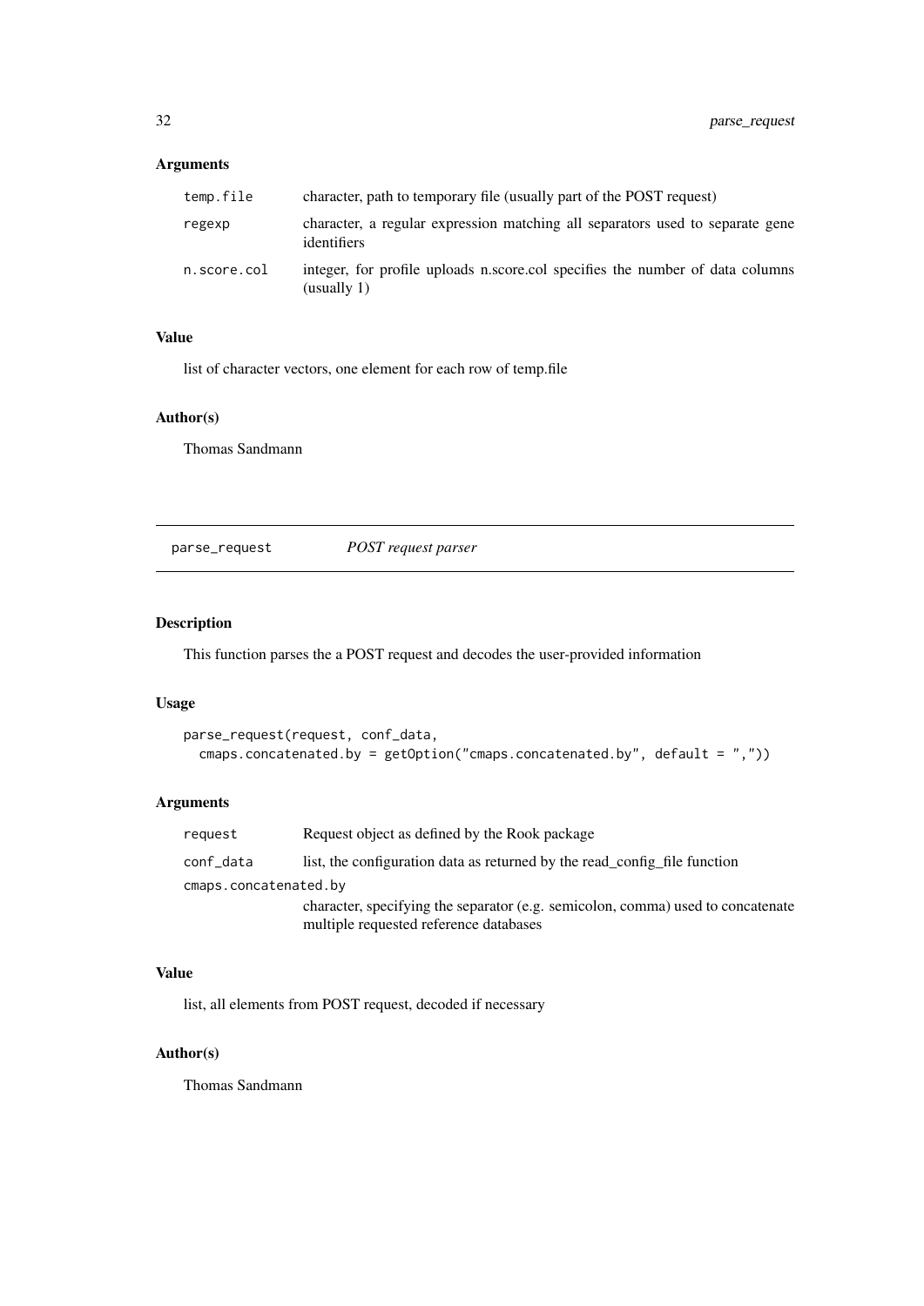### Arguments

| | |
|---|---|
| temp.file | character, path to temporary file (usually part of the POST request) |
| regexp | character, a regular expression matching all separators used to separate gene identifiers |
| n.score.col | integer, for profile uploads n.score.col specifies the number of data columns (usually 1) |

### Value

list of character vectors, one element for each row of temp.file

### Author(s)

Thomas Sandmann

---

## parse_request *POST request parser*

### Description

This function parses the a POST request and decodes the user-provided information

### Usage

```
parse_request(request, conf_data,
  cmaps.concatenated.by = getOption("cmaps.concatenated.by", default = ","))
```

### Arguments

| | |
|---|---|
| request | Request object as defined by the Rook package |
| conf_data | list, the configuration data as returned by the read_config_file function |
| cmaps.concatenated.by | character, specifying the separator (e.g. semicolon, comma) used to concatenate multiple requested reference databases |

### Value

list, all elements from POST request, decoded if necessary

### Author(s)

Thomas Sandmann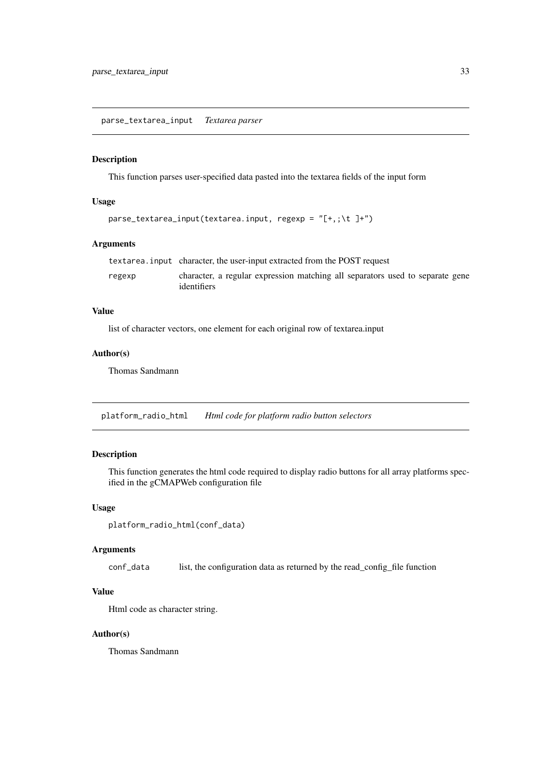## parse_textarea_input *Textarea parser*

### Description

This function parses user-specified data pasted into the textarea fields of the input form

### Usage

```
parse_textarea_input(textarea.input, regexp = "[+,;\t ]+")
```

### Arguments

| | |
|---|---|
| textarea.input | character, the user-input extracted from the POST request |
| regexp | character, a regular expression matching all separators used to separate gene identifiers |

### Value

list of character vectors, one element for each original row of textarea.input

### Author(s)

Thomas Sandmann

## platform_radio_html *Html code for platform radio button selectors*

### Description

This function generates the html code required to display radio buttons for all array platforms specified in the gCMAPWeb configuration file

### Usage

```
platform_radio_html(conf_data)
```

### Arguments

| | |
|---|---|
| conf_data | list, the configuration data as returned by the read_config_file function |

### Value

Html code as character string.

### Author(s)

Thomas Sandmann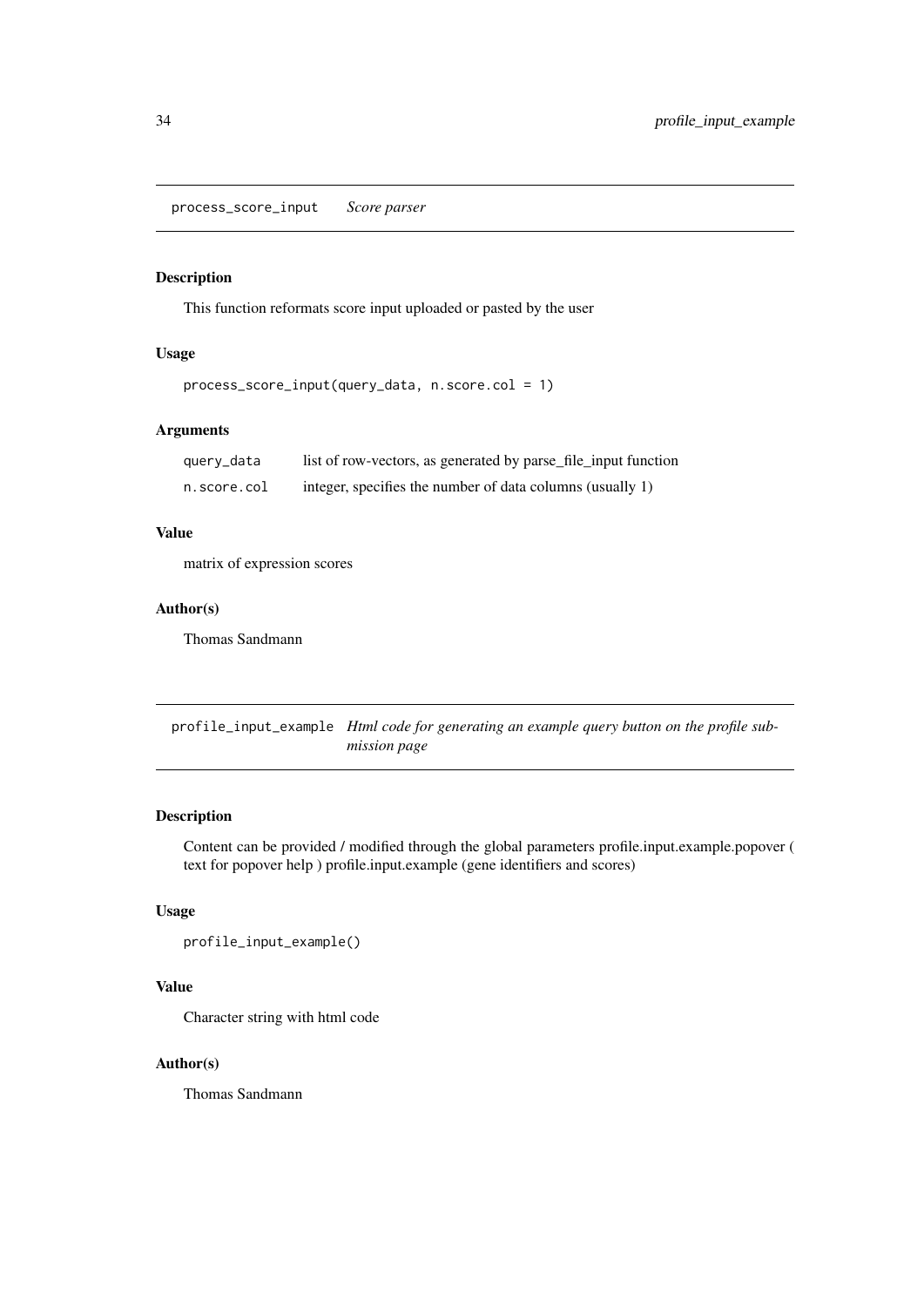## process_score_input *Score parser*

### Description

This function reformats score input uploaded or pasted by the user

### Usage

```
process_score_input(query_data, n.score.col = 1)
```

### Arguments

| | |
|---|---|
| query_data | list of row-vectors, as generated by parse_file_input function |
| n.score.col | integer, specifies the number of data columns (usually 1) |

### Value

matrix of expression scores

### Author(s)

Thomas Sandmann

## profile_input_example *Html code for generating an example query button on the profile submission page*

### Description

Content can be provided / modified through the global parameters profile.input.example.popover ( text for popover help ) profile.input.example (gene identifiers and scores)

### Usage

```
profile_input_example()
```

### Value

Character string with html code

### Author(s)

Thomas Sandmann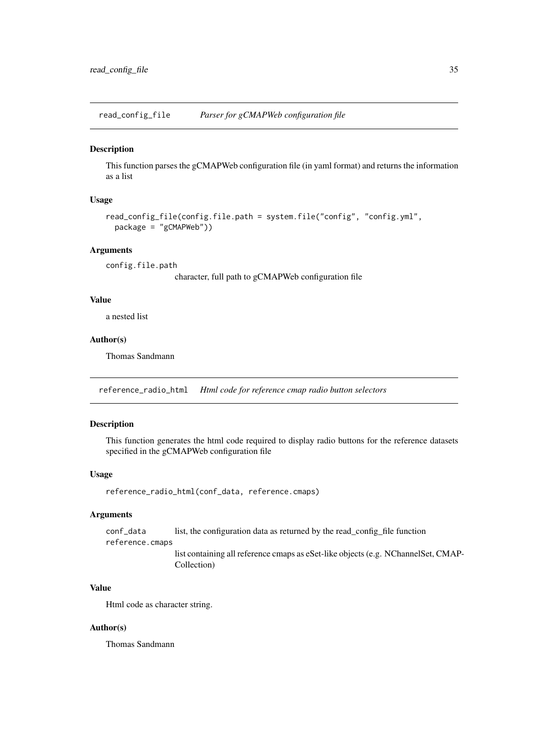## read_config_file — *Parser for gCMAPWeb configuration file*

### Description

This function parses the gCMAPWeb configuration file (in yaml format) and returns the information as a list

### Usage

```
read_config_file(config.file.path = system.file("config", "config.yml",
  package = "gCMAPWeb"))
```

### Arguments

`config.file.path`
: character, full path to gCMAPWeb configuration file

### Value

a nested list

### Author(s)

Thomas Sandmann

## reference_radio_html — *Html code for reference cmap radio button selectors*

### Description

This function generates the html code required to display radio buttons for the reference datasets specified in the gCMAPWeb configuration file

### Usage

```
reference_radio_html(conf_data, reference.cmaps)
```

### Arguments

`conf_data`
: list, the configuration data as returned by the read_config_file function

`reference.cmaps`
: list containing all reference cmaps as eSet-like objects (e.g. NChannelSet, CMAP-Collection)

### Value

Html code as character string.

### Author(s)

Thomas Sandmann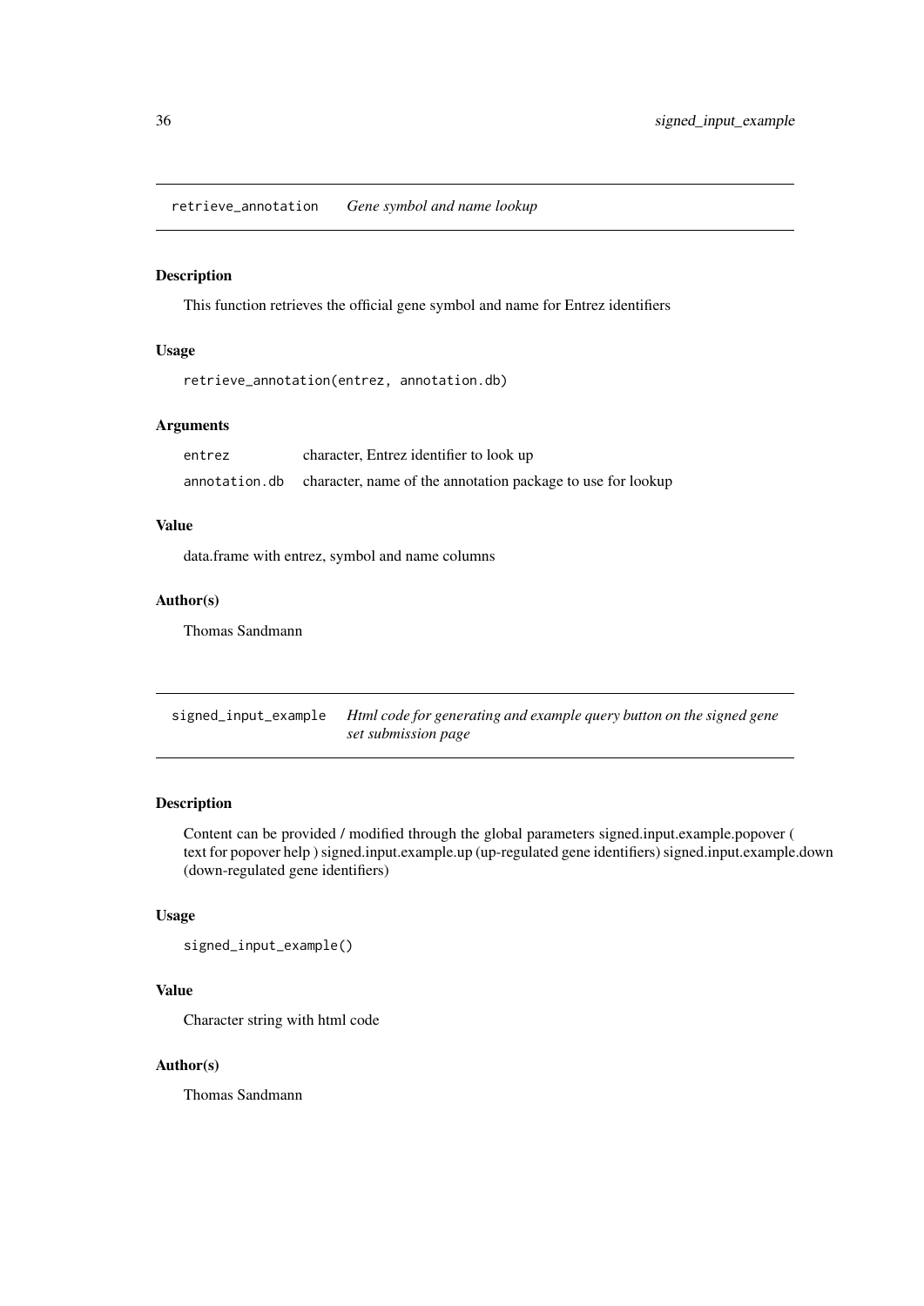## retrieve_annotation *Gene symbol and name lookup*

### Description

This function retrieves the official gene symbol and name for Entrez identifiers

### Usage

```
retrieve_annotation(entrez, annotation.db)
```

### Arguments

| | |
|---|---|
| entrez | character, Entrez identifier to look up |
| annotation.db | character, name of the annotation package to use for lookup |

### Value

data.frame with entrez, symbol and name columns

### Author(s)

Thomas Sandmann

## signed_input_example *Html code for generating and example query button on the signed gene set submission page*

### Description

Content can be provided / modified through the global parameters signed.input.example.popover ( text for popover help ) signed.input.example.up (up-regulated gene identifiers) signed.input.example.down (down-regulated gene identifiers)

### Usage

```
signed_input_example()
```

### Value

Character string with html code

### Author(s)

Thomas Sandmann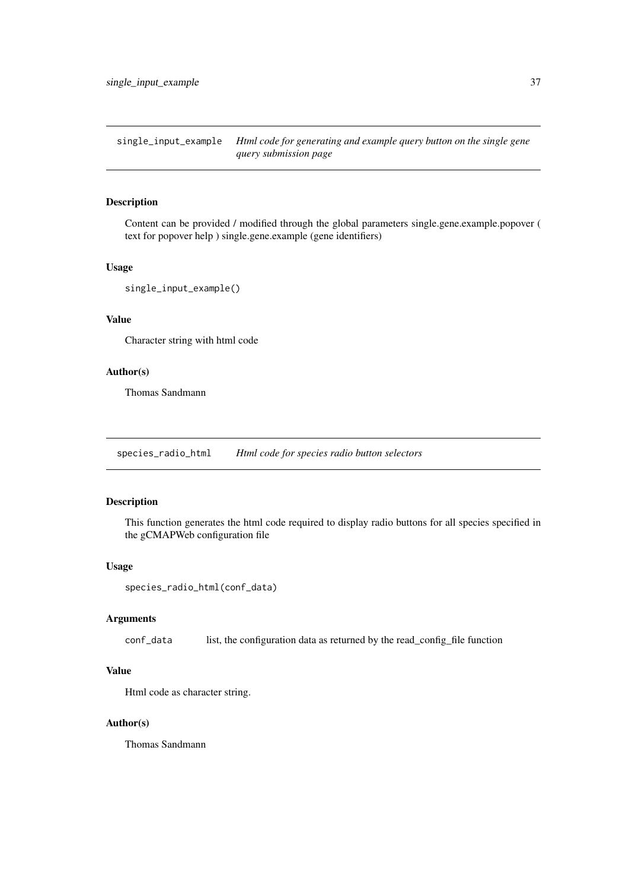## single_input_example — *Html code for generating and example query button on the single gene query submission page*

### Description

Content can be provided / modified through the global parameters single.gene.example.popover ( text for popover help ) single.gene.example (gene identifiers)

### Usage

```
single_input_example()
```

### Value

Character string with html code

### Author(s)

Thomas Sandmann

## species_radio_html — *Html code for species radio button selectors*

### Description

This function generates the html code required to display radio buttons for all species specified in the gCMAPWeb configuration file

### Usage

```
species_radio_html(conf_data)
```

### Arguments

| | |
|---|---|
| conf_data | list, the configuration data as returned by the read_config_file function |

### Value

Html code as character string.

### Author(s)

Thomas Sandmann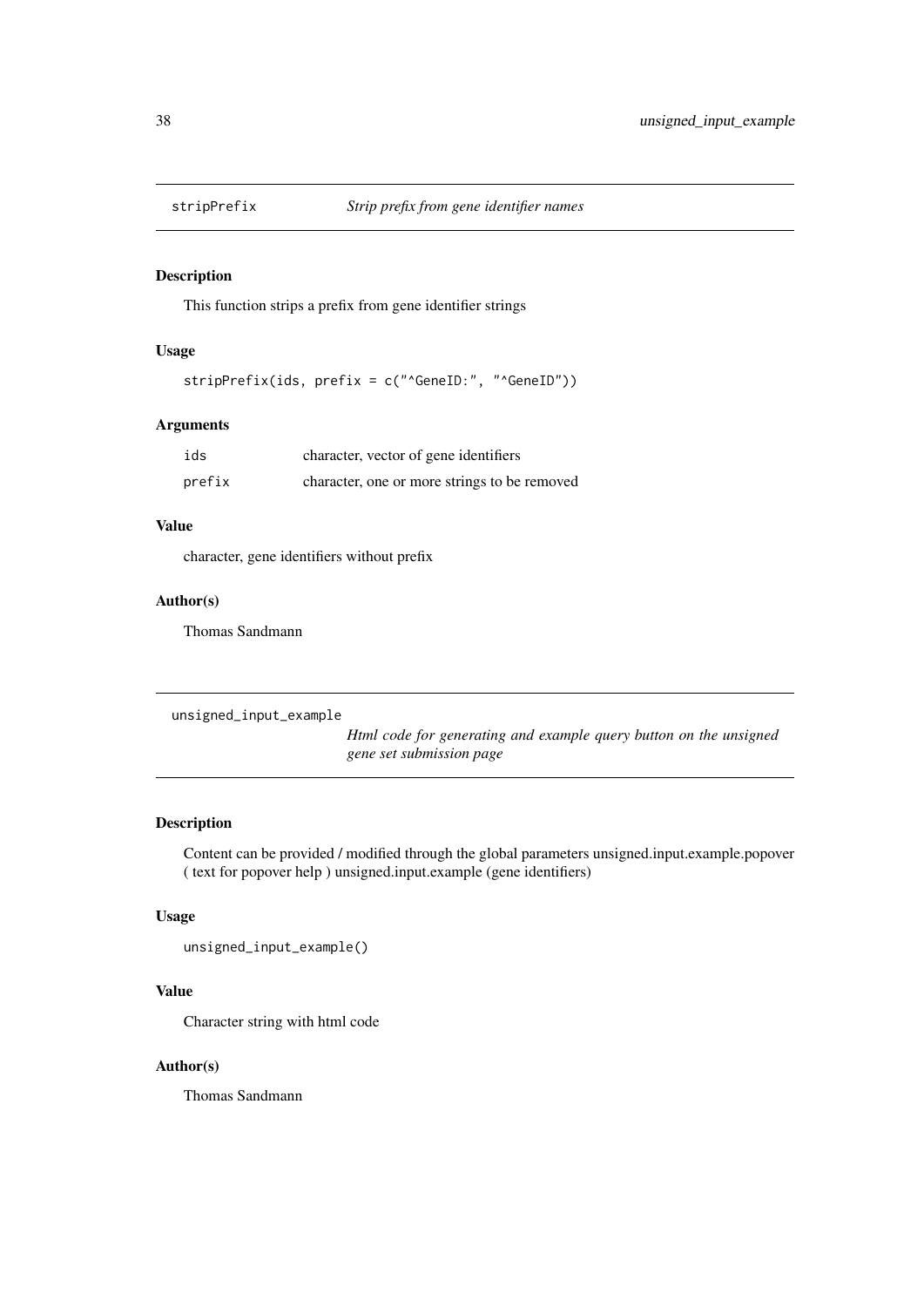## stripPrefix *Strip prefix from gene identifier names*

### Description

This function strips a prefix from gene identifier strings

### Usage

```
stripPrefix(ids, prefix = c("^GeneID:", "^GeneID"))
```

### Arguments

| | |
|---|---|
| ids | character, vector of gene identifiers |
| prefix | character, one or more strings to be removed |

### Value

character, gene identifiers without prefix

### Author(s)

Thomas Sandmann

## unsigned_input_example *Html code for generating and example query button on the unsigned gene set submission page*

### Description

Content can be provided / modified through the global parameters unsigned.input.example.popover ( text for popover help ) unsigned.input.example (gene identifiers)

### Usage

```
unsigned_input_example()
```

### Value

Character string with html code

### Author(s)

Thomas Sandmann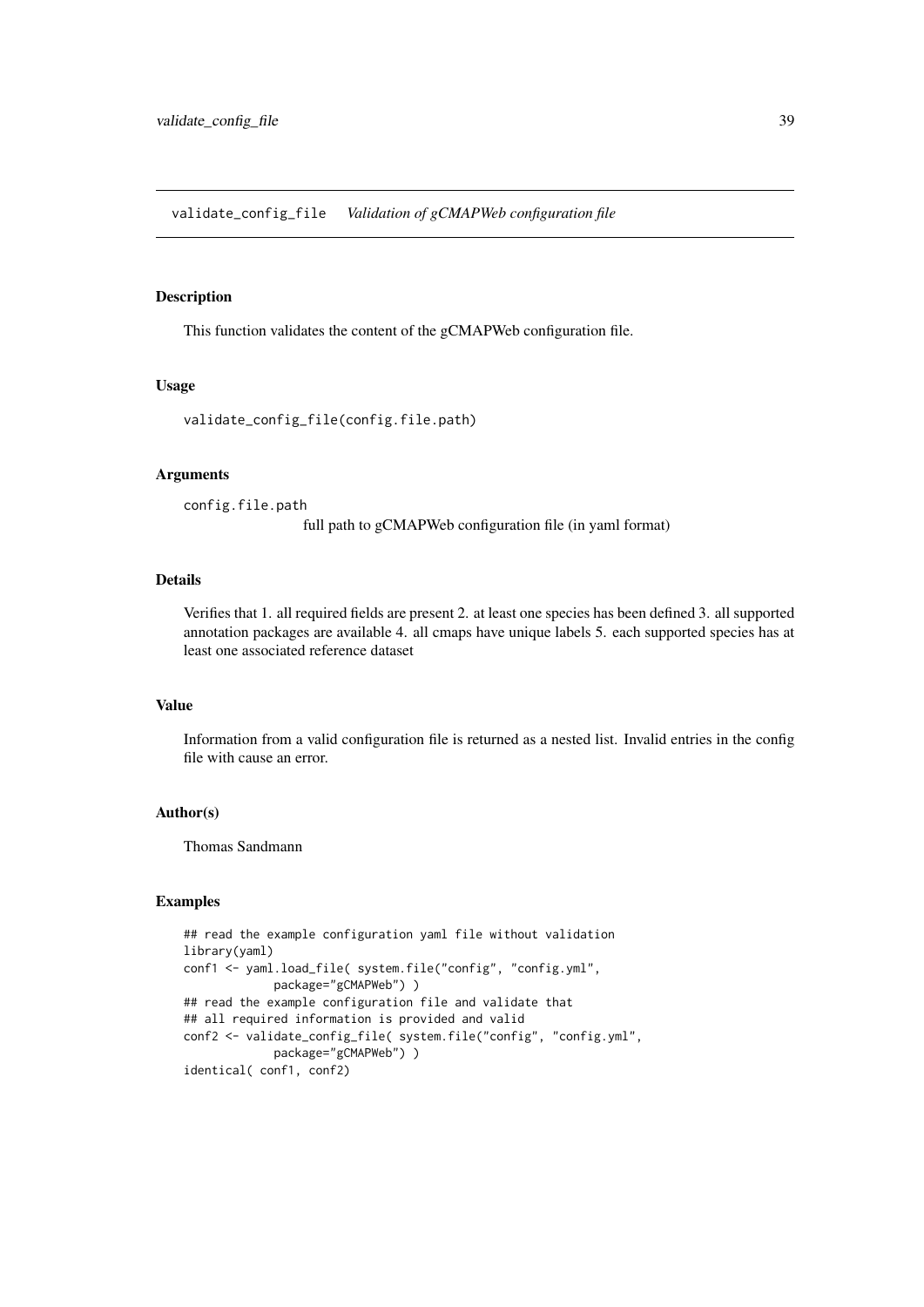validate_config_file *Validation of gCMAPWeb configuration file*

## Description

This function validates the content of the gCMAPWeb configuration file.

## Usage

```
validate_config_file(config.file.path)
```

## Arguments

config.file.path
: full path to gCMAPWeb configuration file (in yaml format)

## Details

Verifies that 1. all required fields are present 2. at least one species has been defined 3. all supported annotation packages are available 4. all cmaps have unique labels 5. each supported species has at least one associated reference dataset

## Value

Information from a valid configuration file is returned as a nested list. Invalid entries in the config file with cause an error.

## Author(s)

Thomas Sandmann

## Examples

```
## read the example configuration yaml file without validation
library(yaml)
conf1 <- yaml.load_file( system.file("config", "config.yml",
            package="gCMAPWeb") )
## read the example configuration file and validate that
## all required information is provided and valid
conf2 <- validate_config_file( system.file("config", "config.yml",
            package="gCMAPWeb") )
identical( conf1, conf2)
```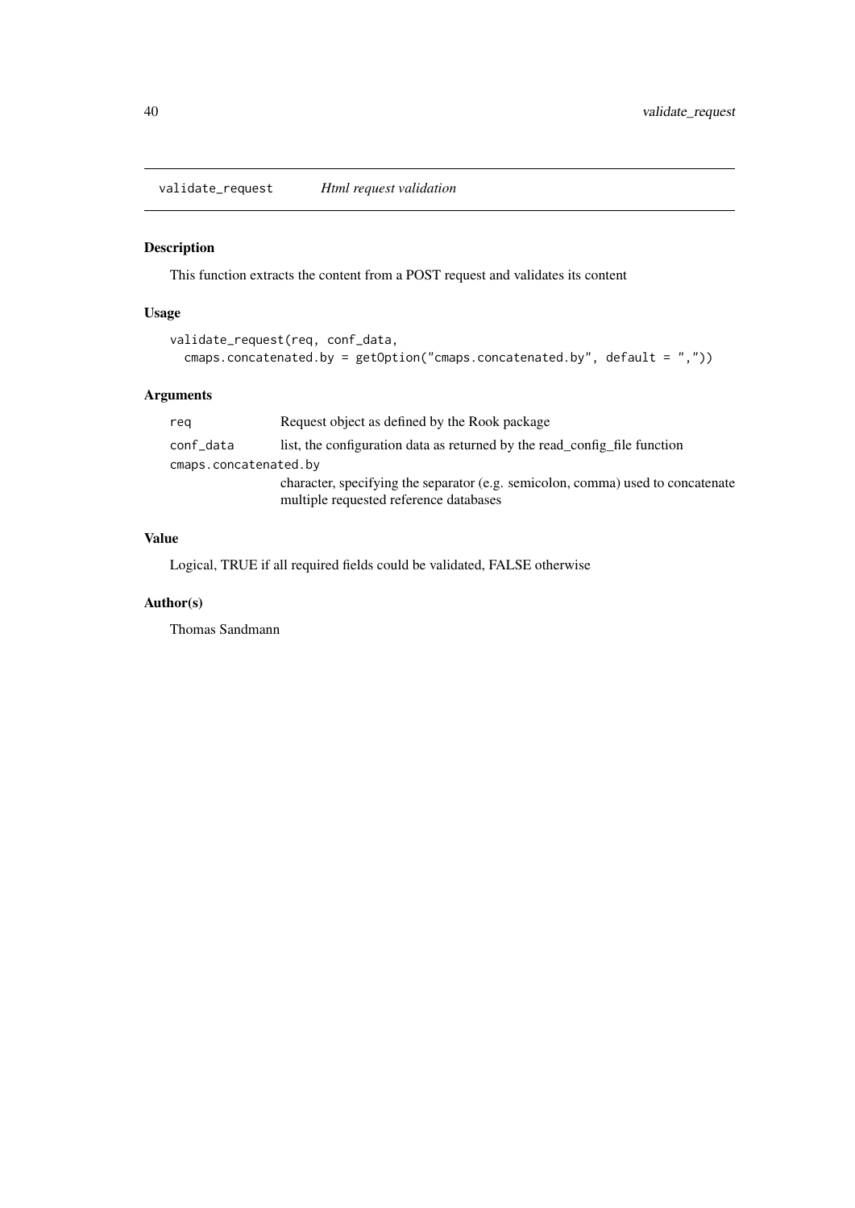## validate_request *Html request validation*

### Description

This function extracts the content from a POST request and validates its content

### Usage

```
validate_request(req, conf_data,
  cmaps.concatenated.by = getOption("cmaps.concatenated.by", default = ","))
```

### Arguments

| | |
|---|---|
| `req` | Request object as defined by the Rook package |
| `conf_data` | list, the configuration data as returned by the read_config_file function |
| `cmaps.concatenated.by` | character, specifying the separator (e.g. semicolon, comma) used to concatenate multiple requested reference databases |

### Value

Logical, TRUE if all required fields could be validated, FALSE otherwise

### Author(s)

Thomas Sandmann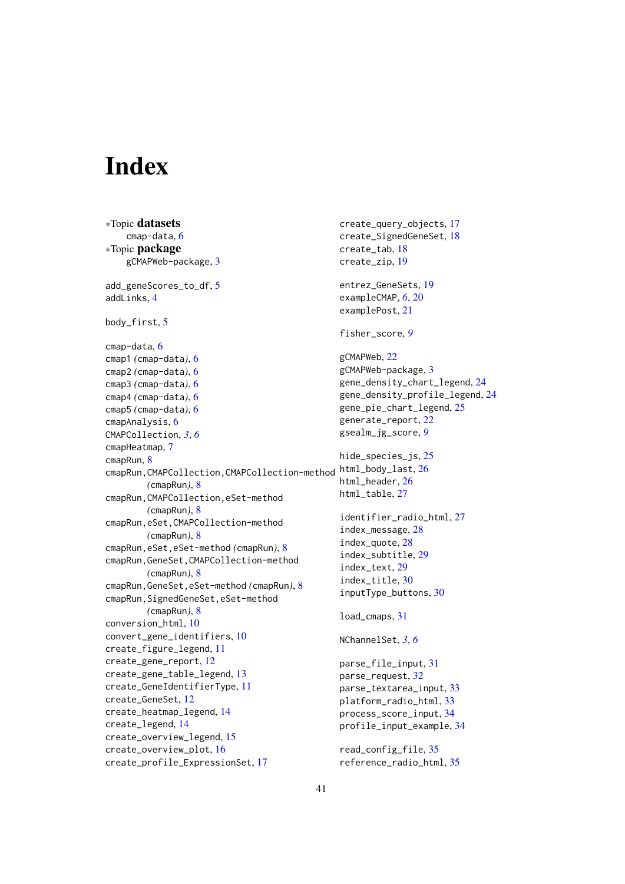# Index

∗Topic **datasets**
    cmap-data, 6
∗Topic **package**
    gCMAPWeb-package, 3

add_geneScores_to_df, 5
addLinks, 4

body_first, 5

cmap-data, 6
cmap1 *(cmap-data)*, 6
cmap2 *(cmap-data)*, 6
cmap3 *(cmap-data)*, 6
cmap4 *(cmap-data)*, 6
cmap5 *(cmap-data)*, 6
cmapAnalysis, 6
CMAPCollection, *3*, *6*
cmapHeatmap, 7
cmapRun, 8
cmapRun,CMAPCollection,CMAPCollection-method *(cmapRun)*, 8
cmapRun,CMAPCollection,eSet-method *(cmapRun)*, 8
cmapRun,eSet,CMAPCollection-method *(cmapRun)*, 8
cmapRun,eSet,eSet-method *(cmapRun)*, 8
cmapRun,GeneSet,CMAPCollection-method *(cmapRun)*, 8
cmapRun,GeneSet,eSet-method *(cmapRun)*, 8
cmapRun,SignedGeneSet,eSet-method *(cmapRun)*, 8
conversion_html, 10
convert_gene_identifiers, 10
create_figure_legend, 11
create_gene_report, 12
create_gene_table_legend, 13
create_GeneIdentifierType, 11
create_GeneSet, 12
create_heatmap_legend, 14
create_legend, 14
create_overview_legend, 15
create_overview_plot, 16
create_profile_ExpressionSet, 17
create_query_objects, 17
create_SignedGeneSet, 18
create_tab, 18
create_zip, 19

entrez_GeneSets, 19
exampleCMAP, *6*, 20
examplePost, 21

fisher_score, *9*

gCMAPWeb, 22
gCMAPWeb-package, 3
gene_density_chart_legend, 24
gene_density_profile_legend, 24
gene_pie_chart_legend, 25
generate_report, 22
gsealm_jg_score, *9*

hide_species_js, 25
html_body_last, 26
html_header, 26
html_table, 27

identifier_radio_html, 27
index_message, 28
index_quote, 28
index_subtitle, 29
index_text, 29
index_title, 30
inputType_buttons, 30

load_cmaps, 31

NChannelSet, *3*, *6*

parse_file_input, 31
parse_request, 32
parse_textarea_input, 33
platform_radio_html, 33
process_score_input, 34
profile_input_example, 34

read_config_file, 35
reference_radio_html, 35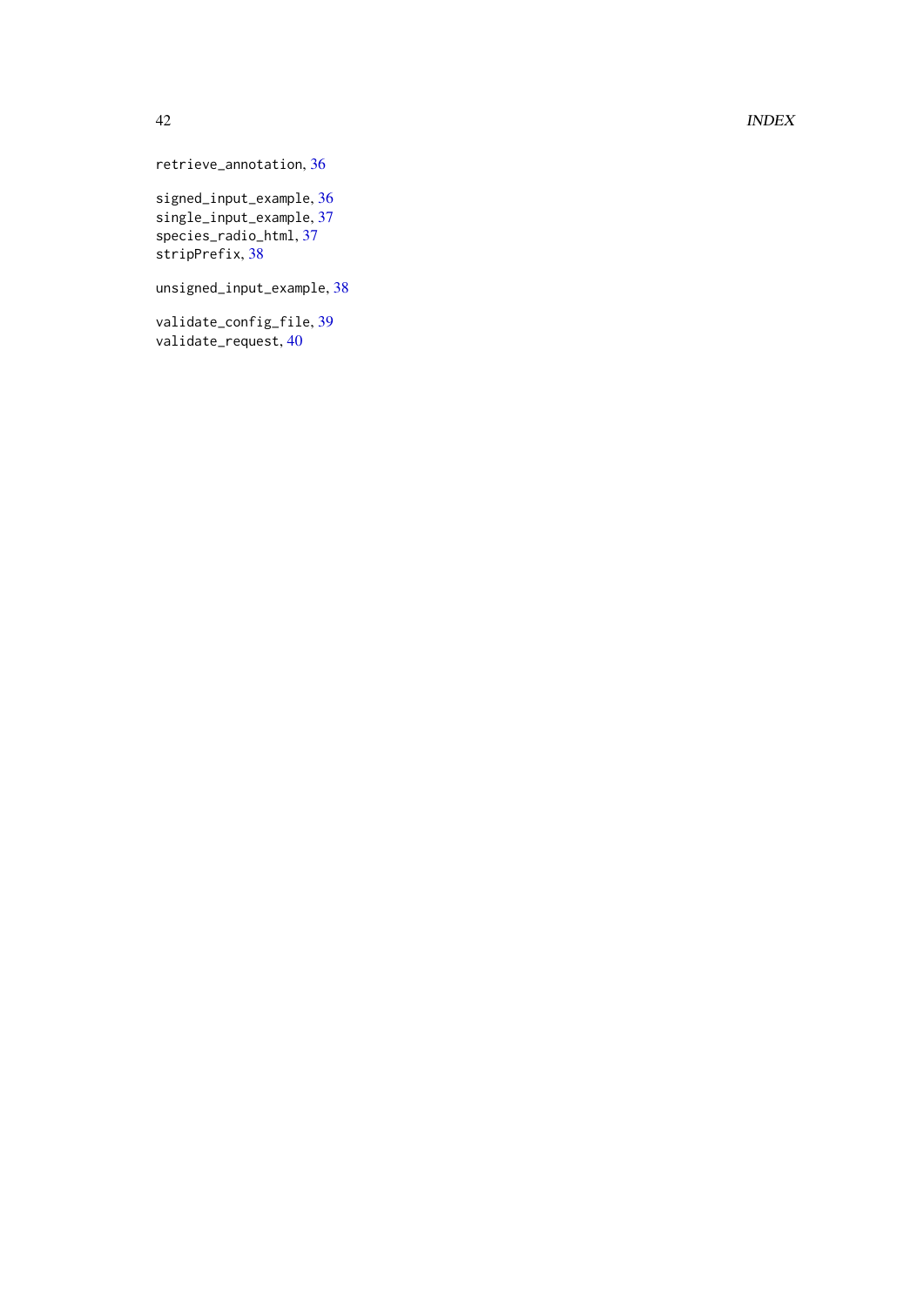retrieve_annotation, 36

signed_input_example, 36
single_input_example, 37
species_radio_html, 37
stripPrefix, 38

unsigned_input_example, 38

validate_config_file, 39
validate_request, 40